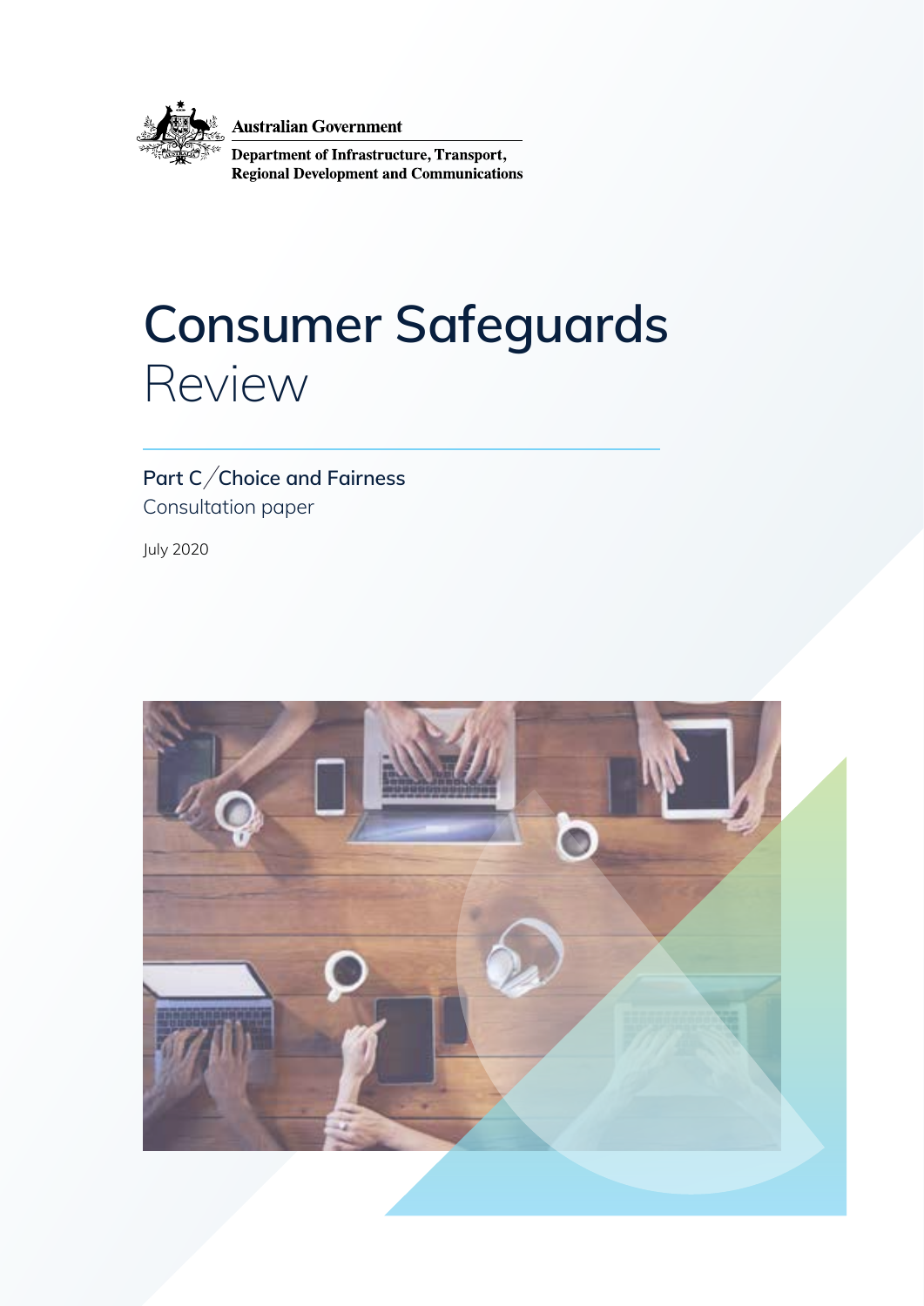Australian Government

Department of Infrastructure, Transport, Regional Development and Communications

# Consumer Safeguards Review

## Part C / Choice and Fairness

Consultation paper

July 2020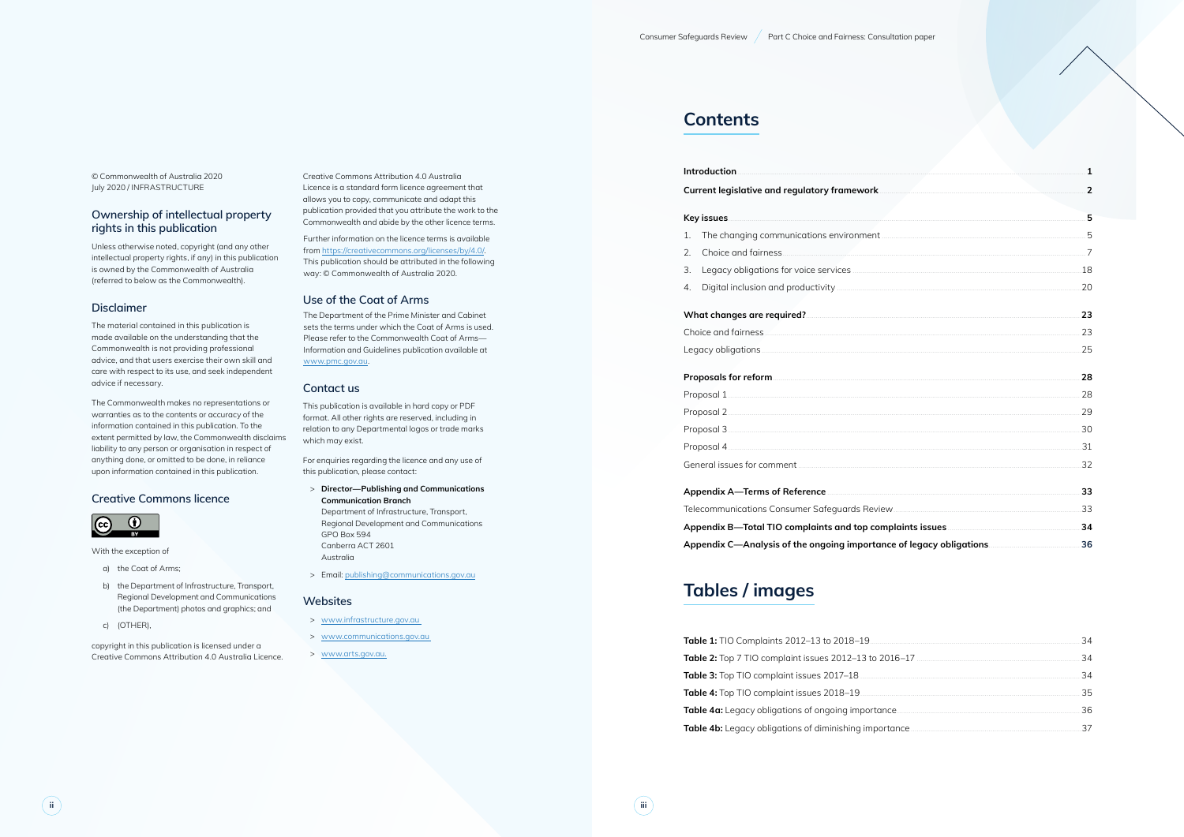© Commonwealth of Australia 2020
July 2020 / INFRASTRUCTURE

## Ownership of intellectual property rights in this publication

Unless otherwise noted, copyright (and any other intellectual property rights, if any) in this publication is owned by the Commonwealth of Australia (referred to below as the Commonwealth).

## Disclaimer

The material contained in this publication is made available on the understanding that the Commonwealth is not providing professional advice, and that users exercise their own skill and care with respect to its use, and seek independent advice if necessary.

The Commonwealth makes no representations or warranties as to the contents or accuracy of the information contained in this publication. To the extent permitted by law, the Commonwealth disclaims liability to any person or organisation in respect of anything done, or omitted to be done, in reliance upon information contained in this publication.

## Creative Commons licence

With the exception of

a) the Coat of Arms;

b) the Department of Infrastructure, Transport, Regional Development and Communications (the Department) photos and graphics; and

c) (OTHER),

copyright in this publication is licensed under a Creative Commons Attribution 4.0 Australia Licence.

Creative Commons Attribution 4.0 Australia Licence is a standard form licence agreement that allows you to copy, communicate and adapt this publication provided that you attribute the work to the Commonwealth and abide by the other licence terms.

Further information on the licence terms is available from https://creativecommons.org/licenses/by/4.0/. This publication should be attributed in the following way: © Commonwealth of Australia 2020.

## Use of the Coat of Arms

The Department of the Prime Minister and Cabinet sets the terms under which the Coat of Arms is used. Please refer to the Commonwealth Coat of Arms—Information and Guidelines publication available at www.pmc.gov.au.

## Contact us

This publication is available in hard copy or PDF format. All other rights are reserved, including in relation to any Departmental logos or trade marks which may exist.

For enquiries regarding the licence and any use of this publication, please contact:

> **Director—Publishing and Communications Communication Branch**
> Department of Infrastructure, Transport, Regional Development and Communications
> GPO Box 594
> Canberra ACT 2601
> Australia

> Email: publishing@communications.gov.au

## Websites

> www.infrastructure.gov.au
> www.communications.gov.au
> www.arts.gov.au.

# Contents

| | |
|---|---|
| **Introduction** | **1** |
| **Current legislative and regulatory framework** | **2** |
| **Key issues** | **5** |
| 1. The changing communications environment | 5 |
| 2. Choice and fairness | 7 |
| 3. Legacy obligations for voice services | 18 |
| 4. Digital inclusion and productivity | 20 |
| **What changes are required?** | **23** |
| Choice and fairness | 23 |
| Legacy obligations | 25 |
| **Proposals for reform** | **28** |
| Proposal 1 | 28 |
| Proposal 2 | 29 |
| Proposal 3 | 30 |
| Proposal 4 | 31 |
| General issues for comment | 32 |
| **Appendix A—Terms of Reference** | **33** |
| Telecommunications Consumer Safeguards Review | 33 |
| **Appendix B—Total TIO complaints and top complaints issues** | **34** |
| **Appendix C—Analysis of the ongoing importance of legacy obligations** | **36** |

# Tables / images

| | |
|---|---|
| **Table 1:** TIO Complaints 2012–13 to 2018–19 | 34 |
| **Table 2:** Top 7 TIO complaint issues 2012–13 to 2016–17 | 34 |
| **Table 3:** Top TIO complaint issues 2017–18 | 34 |
| **Table 4:** Top TIO complaint issues 2018–19 | 35 |
| **Table 4a:** Legacy obligations of ongoing importance | 36 |
| **Table 4b:** Legacy obligations of diminishing importance | 37 |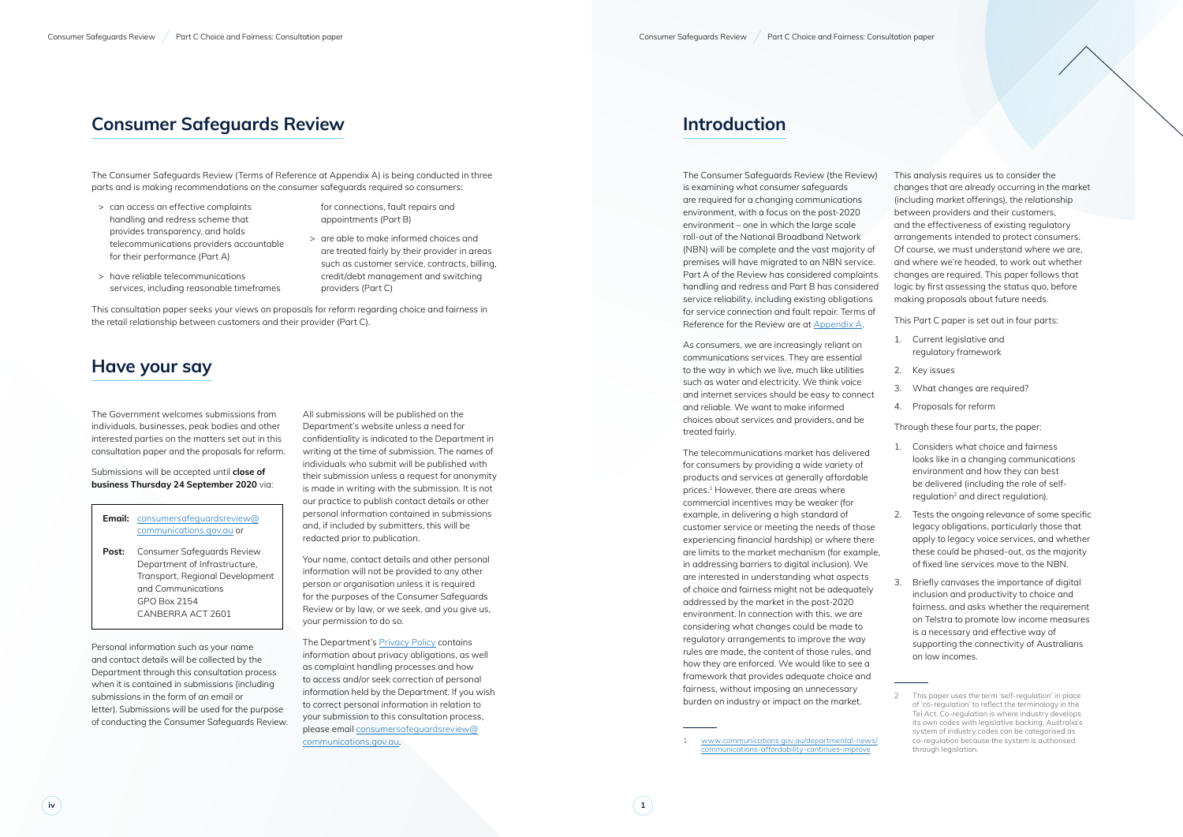# Consumer Safeguards Review

The Consumer Safeguards Review (Terms of Reference at Appendix A) is being conducted in three parts and is making recommendations on the consumer safeguards required so consumers:

- can access an effective complaints handling and redress scheme that provides transparency, and holds telecommunications providers accountable for their performance (Part A)
- have reliable telecommunications services, including reasonable timeframes for connections, fault repairs and appointments (Part B)
- are able to make informed choices and are treated fairly by their provider in areas such as customer service, contracts, billing, credit/debt management and switching providers (Part C)

This consultation paper seeks your views on proposals for reform regarding choice and fairness in the retail relationship between customers and their provider (Part C).

# Have your say

The Government welcomes submissions from individuals, businesses, peak bodies and other interested parties on the matters set out in this consultation paper and the proposals for reform.

Submissions will be accepted until **close of business Thursday 24 September 2020** via:

**Email:** consumersafeguardsreview@communications.gov.au or

**Post:** Consumer Safeguards Review
Department of Infrastructure, Transport, Regional Development and Communications
GPO Box 2154
CANBERRA ACT 2601

Personal information such as your name and contact details will be collected by the Department through this consultation process when it is contained in submissions (including submissions in the form of an email or letter). Submissions will be used for the purpose of conducting the Consumer Safeguards Review.

All submissions will be published on the Department's website unless a need for confidentiality is indicated to the Department in writing at the time of submission. The names of individuals who submit will be published with their submission unless a request for anonymity is made in writing with the submission. It is not our practice to publish contact details or other personal information contained in submissions and, if included by submitters, this will be redacted prior to publication.

Your name, contact details and other personal information will not be provided to any other person or organisation unless it is required for the purposes of the Consumer Safeguards Review or by law, or we seek, and you give us, your permission to do so.

The Department's Privacy Policy contains information about privacy obligations, as well as complaint handling processes and how to access and/or seek correction of personal information held by the Department. If you wish to correct personal information in relation to your submission to this consultation process, please email consumersafeguardsreview@communications.gov.au.

# Introduction

The Consumer Safeguards Review (the Review) is examining what consumer safeguards are required for a changing communications environment, with a focus on the post-2020 environment – one in which the large scale roll-out of the National Broadband Network (NBN) will be complete and the vast majority of premises will have migrated to an NBN service. Part A of the Review has considered complaints handling and redress and Part B has considered service reliability, including existing obligations for service connection and fault repair. Terms of Reference for the Review are at Appendix A.

As consumers, we are increasingly reliant on communications services. They are essential to the way in which we live, much like utilities such as water and electricity. We think voice and internet services should be easy to connect and reliable. We want to make informed choices about services and providers, and be treated fairly.

The telecommunications market has delivered for consumers by providing a wide variety of products and services at generally affordable prices.[1] However, there are areas where commercial incentives may be weaker (for example, in delivering a high standard of customer service or meeting the needs of those experiencing financial hardship) or where there are limits to the market mechanism (for example, in addressing barriers to digital inclusion). We are interested in understanding what aspects of choice and fairness might not be adequately addressed by the market in the post-2020 environment. In connection with this, we are considering what changes could be made to regulatory arrangements to improve the way rules are made, the content of those rules, and how they are enforced. We would like to see a framework that provides adequate choice and fairness, without imposing an unnecessary burden on industry or impact on the market.

This analysis requires us to consider the changes that are already occurring in the market (including market offerings), the relationship between providers and their customers, and the effectiveness of existing regulatory arrangements intended to protect consumers. Of course, we must understand where we are, and where we're headed, to work out whether changes are required. This paper follows that logic by first assessing the status quo, before making proposals about future needs.

This Part C paper is set out in four parts:

1. Current legislative and regulatory framework
2. Key issues
3. What changes are required?
4. Proposals for reform

Through these four parts, the paper:

1. Considers what choice and fairness looks like in a changing communications environment and how they can best be delivered (including the role of self-regulation[2] and direct regulation).
2. Tests the ongoing relevance of some specific legacy obligations, particularly those that apply to legacy voice services, and whether these could be phased-out, as the majority of fixed line services move to the NBN.
3. Briefly canvases the importance of digital inclusion and productivity to choice and fairness, and asks whether the requirement on Telstra to promote low income measures is a necessary and effective way of supporting the connectivity of Australians on low incomes.

---

1 www.communications.gov.au/departmental-news/communications-affordability-continues-improve

2 This paper uses the term 'self-regulation' in place of 'co-regulation' to reflect the terminology in the Tel Act. Co-regulation is where industry develops its own codes with legislative backing. Australia's system of industry codes can be categorised as co-regulation because the system is authorised through legislation.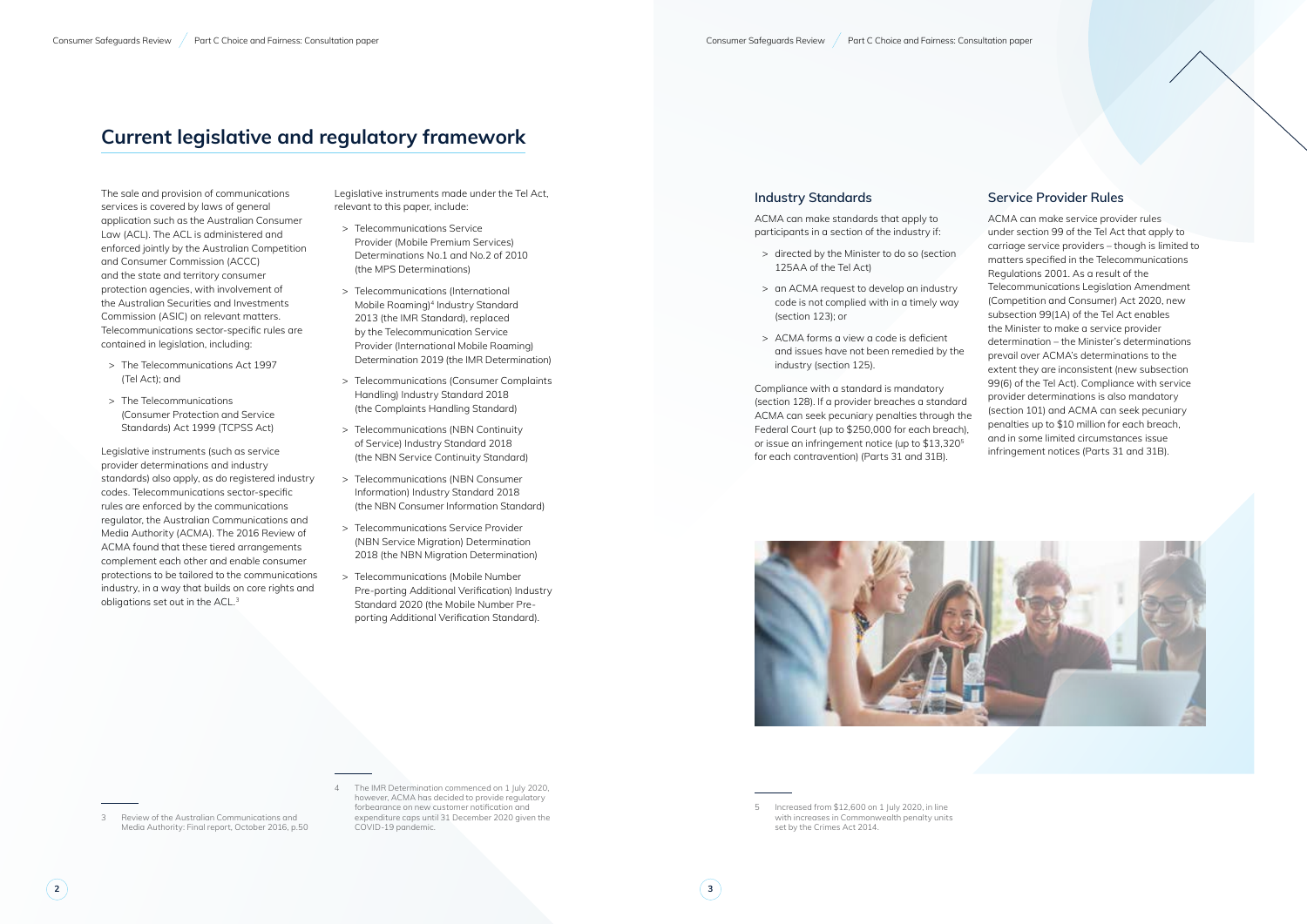# Current legislative and regulatory framework

The sale and provision of communications services is covered by laws of general application such as the Australian Consumer Law (ACL). The ACL is administered and enforced jointly by the Australian Competition and Consumer Commission (ACCC) and the state and territory consumer protection agencies, with involvement of the Australian Securities and Investments Commission (ASIC) on relevant matters. Telecommunications sector-specific rules are contained in legislation, including:

- The Telecommunications Act 1997 (Tel Act); and
- The Telecommunications (Consumer Protection and Service Standards) Act 1999 (TCPSS Act)

Legislative instruments (such as service provider determinations and industry standards) also apply, as do registered industry codes. Telecommunications sector-specific rules are enforced by the communications regulator, the Australian Communications and Media Authority (ACMA). The 2016 Review of ACMA found that these tiered arrangements complement each other and enable consumer protections to be tailored to the communications industry, in a way that builds on core rights and obligations set out in the ACL.[3]

Legislative instruments made under the Tel Act, relevant to this paper, include:

- Telecommunications Service Provider (Mobile Premium Services) Determinations No.1 and No.2 of 2010 (the MPS Determinations)
- Telecommunications (International Mobile Roaming)[4] Industry Standard 2013 (the IMR Standard), replaced by the Telecommunication Service Provider (International Mobile Roaming) Determination 2019 (the IMR Determination)
- Telecommunications (Consumer Complaints Handling) Industry Standard 2018 (the Complaints Handling Standard)
- Telecommunications (NBN Continuity of Service) Industry Standard 2018 (the NBN Service Continuity Standard)
- Telecommunications (NBN Consumer Information) Industry Standard 2018 (the NBN Consumer Information Standard)
- Telecommunications Service Provider (NBN Service Migration) Determination 2018 (the NBN Migration Determination)
- Telecommunications (Mobile Number Pre-porting Additional Verification) Industry Standard 2020 (the Mobile Number Pre-porting Additional Verification Standard).

3 Review of the Australian Communications and Media Authority: Final report, October 2016, p.50

4 The IMR Determination commenced on 1 July 2020, however, ACMA has decided to provide regulatory forbearance on new customer notification and expenditure caps until 31 December 2020 given the COVID-19 pandemic.

## Industry Standards

ACMA can make standards that apply to participants in a section of the industry if:

- directed by the Minister to do so (section 125AA of the Tel Act)
- an ACMA request to develop an industry code is not complied with in a timely way (section 123); or
- ACMA forms a view a code is deficient and issues have not been remedied by the industry (section 125).

Compliance with a standard is mandatory (section 128). If a provider breaches a standard ACMA can seek pecuniary penalties through the Federal Court (up to $250,000 for each breach), or issue an infringement notice (up to $13,320[5] for each contravention) (Parts 31 and 31B).

5 Increased from $12,600 on 1 July 2020, in line with increases in Commonwealth penalty units set by the Crimes Act 2014.

## Service Provider Rules

ACMA can make service provider rules under section 99 of the Tel Act that apply to carriage service providers – though is limited to matters specified in the Telecommunications Regulations 2001. As a result of the Telecommunications Legislation Amendment (Competition and Consumer) Act 2020, new subsection 99(1A) of the Tel Act enables the Minister to make a service provider determination – the Minister's determinations prevail over ACMA's determinations to the extent they are inconsistent (new subsection 99(6) of the Tel Act). Compliance with service provider determinations is also mandatory (section 101) and ACMA can seek pecuniary penalties up to $10 million for each breach, and in some limited circumstances issue infringement notices (Parts 31 and 31B).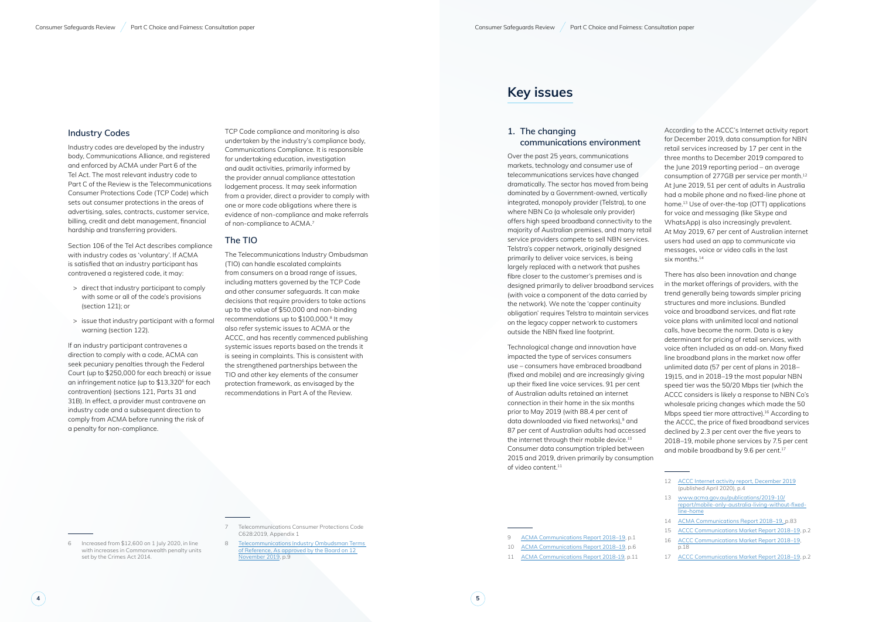## Industry Codes

Industry codes are developed by the industry body, Communications Alliance, and registered and enforced by ACMA under Part 6 of the Tel Act. The most relevant industry code to Part C of the Review is the Telecommunications Consumer Protections Code (TCP Code) which sets out consumer protections in the areas of advertising, sales, contracts, customer service, billing, credit and debt management, financial hardship and transferring providers.

Section 106 of the Tel Act describes compliance with industry codes as 'voluntary'. If ACMA is satisfied that an industry participant has contravened a registered code, it may:

> direct that industry participant to comply with some or all of the code's provisions (section 121); or

> issue that industry participant with a formal warning (section 122).

If an industry participant contravenes a direction to comply with a code, ACMA can seek pecuniary penalties through the Federal Court (up to $250,000 for each breach) or issue an infringement notice (up to $13,320[6] for each contravention) (sections 121, Parts 31 and 31B). In effect, a provider must contravene an industry code and a subsequent direction to comply from ACMA before running the risk of a penalty for non-compliance.

TCP Code compliance and monitoring is also undertaken by the industry's compliance body, Communications Compliance. It is responsible for undertaking education, investigation and audit activities, primarily informed by the provider annual compliance attestation lodgement process. It may seek information from a provider, direct a provider to comply with one or more code obligations where there is evidence of non-compliance and make referrals of non-compliance to ACMA.[7]

## The TIO

The Telecommunications Industry Ombudsman (TIO) can handle escalated complaints from consumers on a broad range of issues, including matters governed by the TCP Code and other consumer safeguards. It can make decisions that require providers to take actions up to the value of $50,000 and non-binding recommendations up to $100,000.[8] It may also refer systemic issues to ACMA or the ACCC, and has recently commenced publishing systemic issues reports based on the trends it is seeing in complaints. This is consistent with the strengthened partnerships between the TIO and other key elements of the consumer protection framework, as envisaged by the recommendations in Part A of the Review.

6 Increased from $12,600 on 1 July 2020, in line with increases in Commonwealth penalty units set by the Crimes Act 2014.

7 Telecommunications Consumer Protections Code C628:2019, Appendix 1

8 Telecommunications Industry Ombudsman Terms of Reference, As approved by the Board on 12 November 2019, p.9

# Key issues

## 1. The changing communications environment

Over the past 25 years, communications markets, technology and consumer use of telecommunications services have changed dramatically. The sector has moved from being dominated by a Government-owned, vertically integrated, monopoly provider (Telstra), to one where NBN Co (a wholesale only provider) offers high speed broadband connectivity to the majority of Australian premises, and many retail service providers compete to sell NBN services. Telstra's copper network, originally designed primarily to deliver voice services, is being largely replaced with a network that pushes fibre closer to the customer's premises and is designed primarily to deliver broadband services (with voice a component of the data carried by the network). We note the 'copper continuity obligation' requires Telstra to maintain services on the legacy copper network to customers outside the NBN fixed line footprint.

Technological change and innovation have impacted the type of services consumers use – consumers have embraced broadband (fixed and mobile) and are increasingly giving up their fixed line voice services. 91 per cent of Australian adults retained an internet connection in their home in the six months prior to May 2019 (with 88.4 per cent of data downloaded via fixed networks),[9] and 87 per cent of Australian adults had accessed the internet through their mobile device.[10] Consumer data consumption tripled between 2015 and 2019, driven primarily by consumption of video content.[11]

According to the ACCC's Internet activity report for December 2019, data consumption for NBN retail services increased by 17 per cent in the three months to December 2019 compared to the June 2019 reporting period – an average consumption of 277GB per service per month.[12] At June 2019, 51 per cent of adults in Australia had a mobile phone and no fixed-line phone at home.[13] Use of over-the-top (OTT) applications for voice and messaging (like Skype and WhatsApp) is also increasingly prevalent. At May 2019, 67 per cent of Australian internet users had used an app to communicate via messages, voice or video calls in the last six months.[14]

There has also been innovation and change in the market offerings of providers, with the trend generally being towards simpler pricing structures and more inclusions. Bundled voice and broadband services, and flat rate voice plans with unlimited local and national calls, have become the norm. Data is a key determinant for pricing of retail services, with voice often included as an add-on. Many fixed line broadband plans in the market now offer unlimited data (57 per cent of plans in 2018–19)15, and in 2018–19 the most popular NBN speed tier was the 50/20 Mbps tier (which the ACCC considers is likely a response to NBN Co's wholesale pricing changes which made the 50 Mbps speed tier more attractive).[16] According to the ACCC, the price of fixed broadband services declined by 2.3 per cent over the five years to 2018–19, mobile phone services by 7.5 per cent and mobile broadband by 9.6 per cent.[17]

9 ACMA Communications Report 2018–19, p.1

10 ACMA Communications Report 2018–19, p.6

11 ACMA Communications Report 2018–19, p.11

12 ACCC Internet activity report, December 2019 (published April 2020), p.4

13 www.acma.gov.au/publications/2019-10/report/mobile-only-australia-living-without-fixed-line-home

14 ACMA Communications Report 2018–19, p.83

15 ACCC Communications Market Report 2018–19, p.2

16 ACCC Communications Market Report 2018–19, p.18

17 ACCC Communications Market Report 2018–19, p.2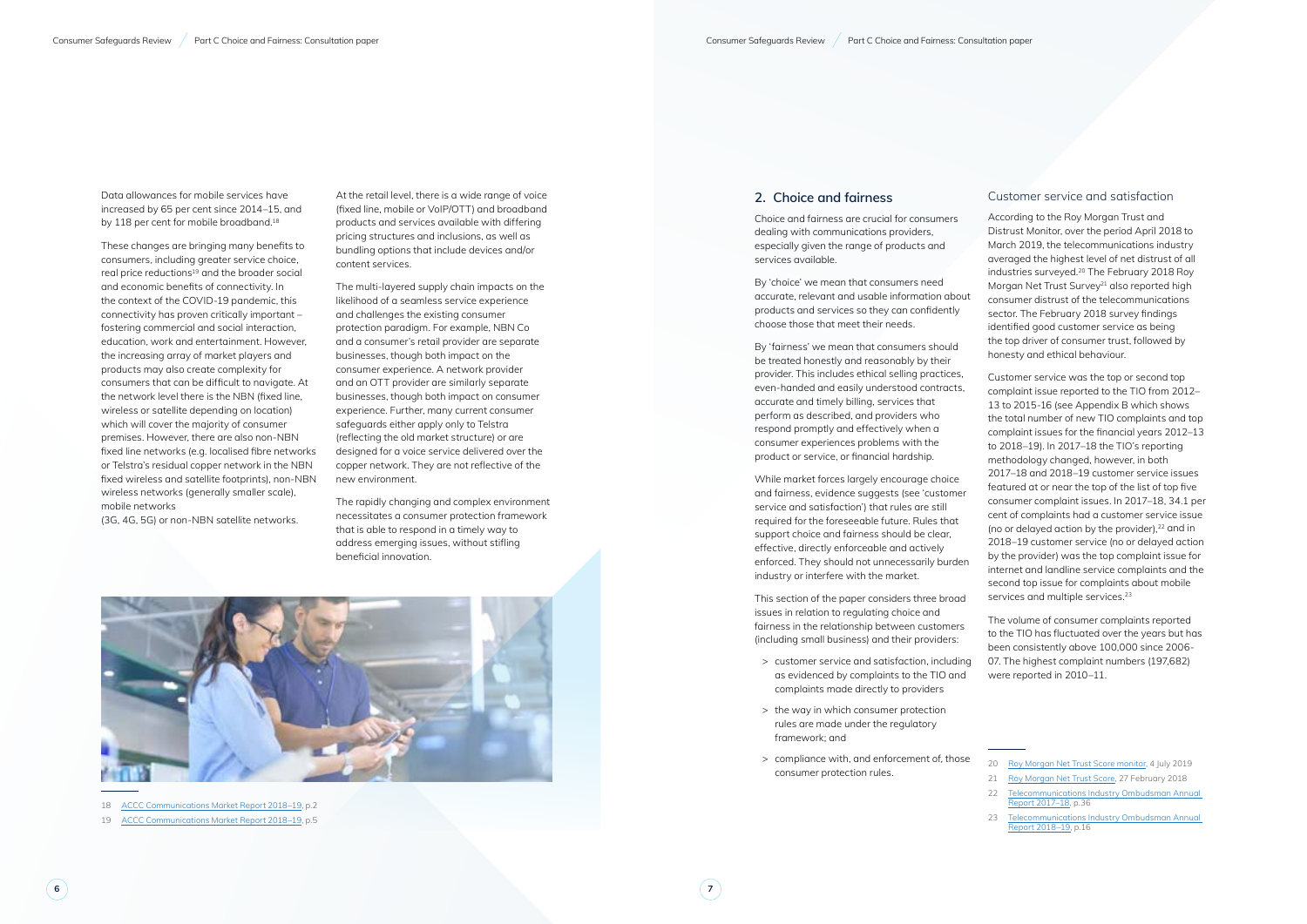Data allowances for mobile services have increased by 65 per cent since 2014–15, and by 118 per cent for mobile broadband.[18]

These changes are bringing many benefits to consumers, including greater service choice, real price reductions[19] and the broader social and economic benefits of connectivity. In the context of the COVID-19 pandemic, this connectivity has proven critically important – fostering commercial and social interaction, education, work and entertainment. However, the increasing array of market players and products may also create complexity for consumers that can be difficult to navigate. At the network level there is the NBN (fixed line, wireless or satellite depending on location) which will cover the majority of consumer premises. However, there are also non-NBN fixed line networks (e.g. localised fibre networks or Telstra's residual copper network in the NBN fixed wireless and satellite footprints), non-NBN wireless networks (generally smaller scale), mobile networks (3G, 4G, 5G) or non-NBN satellite networks.

At the retail level, there is a wide range of voice (fixed line, mobile or VoIP/OTT) and broadband products and services available with differing pricing structures and inclusions, as well as bundling options that include devices and/or content services.

The multi-layered supply chain impacts on the likelihood of a seamless service experience and challenges the existing consumer protection paradigm. For example, NBN Co and a consumer's retail provider are separate businesses, though both impact on the consumer experience. A network provider and an OTT provider are similarly separate businesses, though both impact on consumer experience. Further, many current consumer safeguards either apply only to Telstra (reflecting the old market structure) or are designed for a voice service delivered over the copper network. They are not reflective of the new environment.

The rapidly changing and complex environment necessitates a consumer protection framework that is able to respond in a timely way to address emerging issues, without stifling beneficial innovation.

18 ACCC Communications Market Report 2018–19, p.2

19 ACCC Communications Market Report 2018–19, p.5

## 2. Choice and fairness

Choice and fairness are crucial for consumers dealing with communications providers, especially given the range of products and services available.

By 'choice' we mean that consumers need accurate, relevant and usable information about products and services so they can confidently choose those that meet their needs.

By 'fairness' we mean that consumers should be treated honestly and reasonably by their provider. This includes ethical selling practices, even-handed and easily understood contracts, accurate and timely billing, services that perform as described, and providers who respond promptly and effectively when a consumer experiences problems with the product or service, or financial hardship.

While market forces largely encourage choice and fairness, evidence suggests (see 'customer service and satisfaction') that rules are still required for the foreseeable future. Rules that support choice and fairness should be clear, effective, directly enforceable and actively enforced. They should not unnecessarily burden industry or interfere with the market.

This section of the paper considers three broad issues in relation to regulating choice and fairness in the relationship between customers (including small business) and their providers:

- customer service and satisfaction, including as evidenced by complaints to the TIO and complaints made directly to providers
- the way in which consumer protection rules are made under the regulatory framework; and
- compliance with, and enforcement of, those consumer protection rules.

### Customer service and satisfaction

According to the Roy Morgan Trust and Distrust Monitor, over the period April 2018 to March 2019, the telecommunications industry averaged the highest level of net distrust of all industries surveyed.[20] The February 2018 Roy Morgan Net Trust Survey[21] also reported high consumer distrust of the telecommunications sector. The February 2018 survey findings identified good customer service as being the top driver of consumer trust, followed by honesty and ethical behaviour.

Customer service was the top or second top complaint issue reported to the TIO from 2012–13 to 2015-16 (see Appendix B which shows the total number of new TIO complaints and top complaint issues for the financial years 2012–13 to 2018–19). In 2017–18 the TIO's reporting methodology changed, however, in both 2017–18 and 2018–19 customer service issues featured at or near the top of the list of top five consumer complaint issues. In 2017–18, 34.1 per cent of complaints had a customer service issue (no or delayed action by the provider),[22] and in 2018–19 customer service (no or delayed action by the provider) was the top complaint issue for internet and landline service complaints and the second top issue for complaints about mobile services and multiple services.[23]

The volume of consumer complaints reported to the TIO has fluctuated over the years but has been consistently above 100,000 since 2006-07. The highest complaint numbers (197,682) were reported in 2010–11.

20 Roy Morgan Net Trust Score monitor, 4 July 2019

21 Roy Morgan Net Trust Score, 27 February 2018

22 Telecommunications Industry Ombudsman Annual Report 2017–18, p.36

23 Telecommunications Industry Ombudsman Annual Report 2018–19, p.16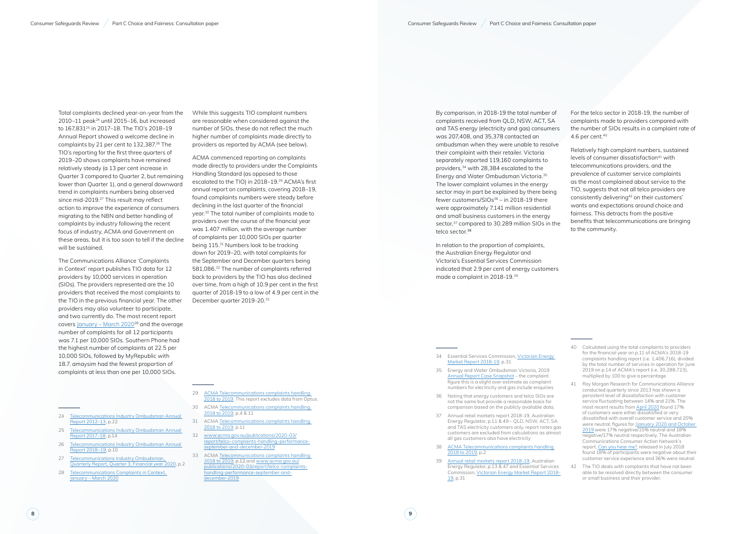Total complaints declined year-on-year from the 2010–11 peak[24] until 2015–16, but increased to 167,831[25] in 2017–18. The TIO's 2018–19 Annual Report showed a welcome decline in complaints by 21 per cent to 132,387.[26] The TIO's reporting for the first three quarters of 2019–20 shows complaints have remained relatively steady (a 13 per cent increase in Quarter 3 compared to Quarter 2, but remaining lower than Quarter 1), and a general downward trend in complaints numbers being observed since mid-2019.[27] This result may reflect action to improve the experience of consumers migrating to the NBN and better handling of complaints by industry following the recent focus of industry, ACMA and Government on these areas, but it is too soon to tell if the decline will be sustained.

The Communications Alliance 'Complaints in Context' report publishes TIO data for 12 providers by 10,000 services in operation (SIOs). The providers represented are the 10 providers that received the most complaints to the TIO in the previous financial year. The other providers may also volunteer to participate, and two currently do. The most recent report covers January – March 2020[28] and the average number of complaints for all 12 participants was 7.1 per 10,000 SIOs. Southern Phone had the highest number of complaints at 22.5 per 10,000 SIOs, followed by MyRepublic with 18.7. amaysim had the fewest proportion of complaints at less than one per 10,000 SIOs.

While this suggests TIO complaint numbers are reasonable when considered against the number of SIOs, these do not reflect the much higher number of complaints made directly to providers as reported by ACMA (see below).

ACMA commenced reporting on complaints made directly to providers under the Complaints Handling Standard (as opposed to those escalated to the TIO) in 2018–19.[29] ACMA's first annual report on complaints, covering 2018–19, found complaints numbers were steady before declining in the last quarter of the financial year.[30] The total number of complaints made to providers over the course of the financial year was 1.407 million, with the average number of complaints per 10,000 SIOs per quarter being 115.[31] Numbers look to be tracking down for 2019–20, with total complaints for the September and December quarters being 581,086.[32] The number of complaints referred back to providers by the TIO has also declined over time, from a high of 10.9 per cent in the first quarter of 2018-19 to a low of 4.9 per cent in the December quarter 2019-20.[33]

By comparison, in 2018-19 the total number of complaints received from QLD, NSW, ACT, SA and TAS energy (electricity and gas) consumers was 207,408, and 35,378 contacted an ombudsman when they were unable to resolve their complaint with their retailer. Victoria separately reported 119,160 complaints to providers,[34] with 28,384 escalated to the Energy and Water Ombudsman Victoria.[35] The lower complaint volumes in the energy sector may in part be explained by there being fewer customers/SIOs[36] – in 2018-19 there were approximately 7.141 million residential and small business customers in the energy sector,[37] compared to 30.289 million SIOs in the telco sector.[38]

In relation to the proportion of complaints, the Australian Energy Regulator and Victoria's Essential Services Commission indicated that 2.9 per cent of energy customers made a complaint in 2018-19.[39]

For the telco sector in 2018-19, the number of complaints made to providers compared with the number of SIOs results in a complaint rate of 4.6 per cent.[40]

Relatively high complaint numbers, sustained levels of consumer dissatisfaction[41] with telecommunications providers, and the prevalence of customer service complaints as the most complained about service to the TIO, suggests that not all telco providers are consistently delivering[42] on their customers' wants and expectations around choice and fairness. This detracts from the positive benefits that telecommunications are bringing to the community.

---

24 Telecommunications Industry Ombudsman Annual Report 2012–13, p.22

25 Telecommunications Industry Ombudsman Annual Report 2017–18, p.14

26 Telecommunications Industry Ombudsman Annual Report 2018–19, p.10

27 Telecommunications Industry Ombudsman, Quarterly Report, Quarter 3, Financial year 2020, p.2

28 Telecommunications Complaints in Context, January – March 2020

29 ACMA Telecommunications complaints handling 2018 to 2019. This report excludes data from Optus.

30 ACMA Telecommunications complaints handling 2018 to 2019, p.4 & 11

31 ACMA Telecommunications complaints handling 2018 to 2019, p.11

32 www.acma.gov.au/publications/2020-03/report/telco-complaints-handling-performance-september-and-december-2019

33 ACMA Telecommunications complaints handling 2018 to 2019, p.12 and www.acma.gov.au/publications/2020-03/report/telco-complaints-handling-performance-september-and-december-2019

34 Essential Services Commission, Victorian Energy Market Report 2018-19, p.31

35 Energy and Water Ombudsman Victoria, 2019 Annual Report Case Snapshot – the complaint figure this is a slight over estimate as complaint numbers for electricity and gas include enquiries

36 Noting that energy customers and telco SIOs are not the same but provide a reasonable basis for comparison based on the publicly available data.

37 Annual retail markets report 2018-19, Australian Energy Regulator, p.11 & 49 – QLD, NSW, ACT, SA and TAS electricity customers only, report notes gas customers are excluded from calculations as almost all gas customers also have electricity

38 ACMA Telecommunications complaints handling 2018 to 2019, p.2

39 Annual retail markets report 2018-19, Australian Energy Regulator, p.13 & 47 and Essential Services Commission, Victorian Energy Market Report 2018-19, p.31

40 Calculated using the total complaints to providers for the financial year on p.11 of ACMA's 2018-19 complaints handling report (i.e. 1,406,716), divided by the total number of services in operation for June 2019 on p.14 of ACMA's report (i.e. 30,288,723), multiplied by 100 to give a percentage

41 Roy Morgan Research for Communications Alliance conducted quarterly since 2013 has shown a persistent level of dissatisfaction with customer service fluctuating between 14% and 21%. The most recent results from April 2020 found 17% of customers were either dissatisfied or very dissatisfied with overall customer service and 20% were neutral, figures for JJanuary 2020 and October 2019 were 17% negative/15% neutral and 18% negative/17% neutral respectively. The Australian Communications Consumer Action Network's report, Can you hear me?, released in July 2018 found 18% of participants were negative about their customer service experience and 36% were neutral.

42 The TIO deals with complaints that have not been able to be resolved directly between the consumer or small business and their provider.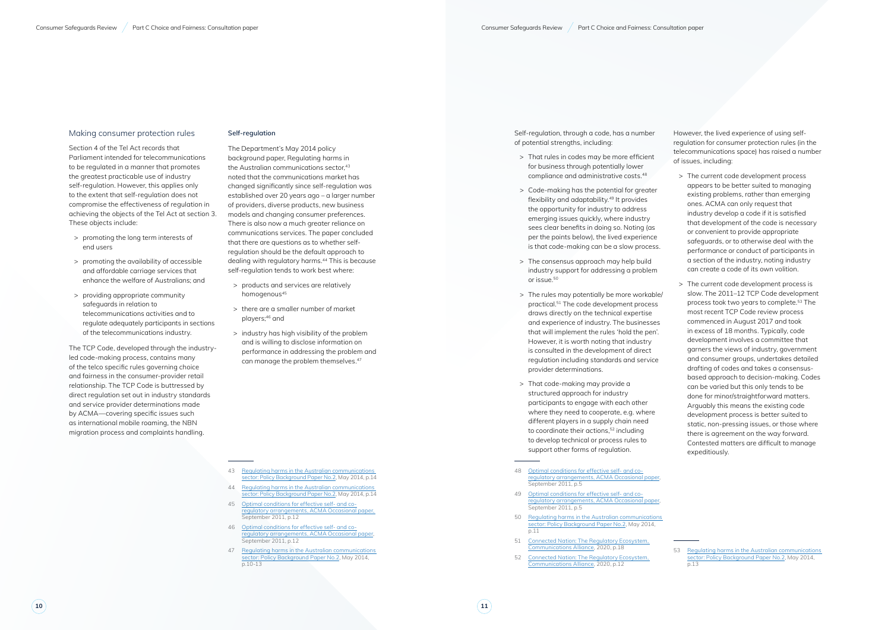## Making consumer protection rules

Section 4 of the Tel Act records that Parliament intended for telecommunications to be regulated in a manner that promotes the greatest practicable use of industry self-regulation. However, this applies only to the extent that self-regulation does not compromise the effectiveness of regulation in achieving the objects of the Tel Act at section 3. These objects include:

- promoting the long term interests of end users
- promoting the availability of accessible and affordable carriage services that enhance the welfare of Australians; and
- providing appropriate community safeguards in relation to telecommunications activities and to regulate adequately participants in sections of the telecommunications industry.

The TCP Code, developed through the industry-led code-making process, contains many of the telco specific rules governing choice and fairness in the consumer-provider retail relationship. The TCP Code is buttressed by direct regulation set out in industry standards and service provider determinations made by ACMA—covering specific issues such as international mobile roaming, the NBN migration process and complaints handling.

### Self-regulation

The Department's May 2014 policy background paper, Regulating harms in the Australian communications sector,[43] noted that the communications market has changed significantly since self-regulation was established over 20 years ago – a larger number of providers, diverse products, new business models and changing consumer preferences. There is also now a much greater reliance on communications services. The paper concluded that there are questions as to whether self-regulation should be the default approach to dealing with regulatory harms.[44] This is because self-regulation tends to work best where:

- products and services are relatively homogenous[45]
- there are a smaller number of market players;[46] and
- industry has high visibility of the problem and is willing to disclose information on performance in addressing the problem and can manage the problem themselves.[47]

Self-regulation, through a code, has a number of potential strengths, including:

- That rules in codes may be more efficient for business through potentially lower compliance and administrative costs.[48]
- Code-making has the potential for greater flexibility and adaptability.[49] It provides the opportunity for industry to address emerging issues quickly, where industry sees clear benefits in doing so. Noting (as per the points below), the lived experience is that code-making can be a slow process.
- The consensus approach may help build industry support for addressing a problem or issue.[50]
- The rules may potentially be more workable/practical.[51] The code development process draws directly on the technical expertise and experience of industry. The businesses that will implement the rules 'hold the pen'. However, it is worth noting that industry is consulted in the development of direct regulation including standards and service provider determinations.
- That code-making may provide a structured approach for industry participants to engage with each other where they need to cooperate, e.g. where different players in a supply chain need to coordinate their actions,[52] including to develop technical or process rules to support other forms of regulation.

However, the lived experience of using self-regulation for consumer protection rules (in the telecommunications space) has raised a number of issues, including:

- The current code development process appears to be better suited to managing existing problems, rather than emerging ones. ACMA can only request that industry develop a code if it is satisfied that development of the code is necessary or convenient to provide appropriate safeguards, or to otherwise deal with the performance or conduct of participants in a section of the industry, noting industry can create a code of its own volition.
- The current code development process is slow. The 2011–12 TCP Code development process took two years to complete.[53] The most recent TCP Code review process commenced in August 2017 and took in excess of 18 months. Typically, code development involves a committee that garners the views of industry, government and consumer groups, undertakes detailed drafting of codes and takes a consensus-based approach to decision-making. Codes can be varied but this only tends to be done for minor/straightforward matters. Arguably this means the existing code development process is better suited to static, non-pressing issues, or those where there is agreement on the way forward. Contested matters are difficult to manage expeditiously.

---

43 Regulating harms in the Australian communications sector: Policy Background Paper No.2, May 2014, p.14

44 Regulating harms in the Australian communications sector: Policy Background Paper No.2, May 2014, p.14

45 Optimal conditions for effective self- and co-regulatory arrangements, ACMA Occasional paper, September 2011, p.12

46 Optimal conditions for effective self- and co-regulatory arrangements, ACMA Occasional paper, September 2011, p.12

47 Regulating harms in the Australian communications sector: Policy Background Paper No.2, May 2014, p.10-13

48 Optimal conditions for effective self- and co-regulatory arrangements, ACMA Occasional paper, September 2011, p.5

49 Optimal conditions for effective self- and co-regulatory arrangements, ACMA Occasional paper, September 2011, p.5

50 Regulating harms in the Australian communications sector: Policy Background Paper No.2, May 2014, p.11

51 Connected Nation: The Regulatory Ecosystem, Communications Alliance, 2020, p.18

52 Connected Nation: The Regulatory Ecosystem, Communications Alliance, 2020, p.12

53 Regulating harms in the Australian communications sector: Policy Background Paper No.2, May 2014, p.13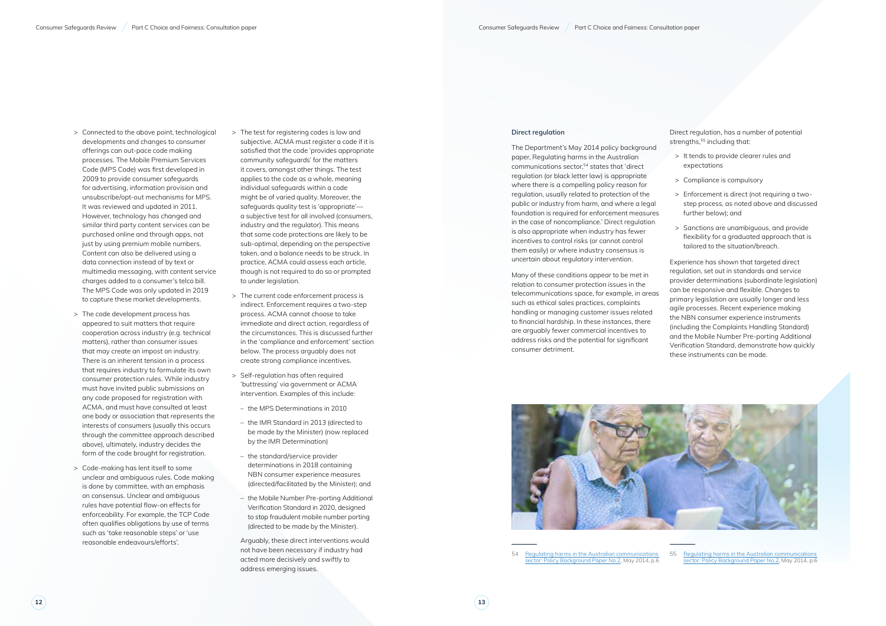- Connected to the above point, technological developments and changes to consumer offerings can out-pace code making processes. The Mobile Premium Services Code (MPS Code) was first developed in 2009 to provide consumer safeguards for advertising, information provision and unsubscribe/opt-out mechanisms for MPS. It was reviewed and updated in 2011. However, technology has changed and similar third party content services can be purchased online and through apps, not just by using premium mobile numbers. Content can also be delivered using a data connection instead of by text or multimedia messaging, with content service charges added to a consumer's telco bill. The MPS Code was only updated in 2019 to capture these market developments.
- The code development process has appeared to suit matters that require cooperation across industry (e.g. technical matters), rather than consumer issues that may create an impost on industry. There is an inherent tension in a process that requires industry to formulate its own consumer protection rules. While industry must have invited public submissions on any code proposed for registration with ACMA, and must have consulted at least one body or association that represents the interests of consumers (usually this occurs through the committee approach described above), ultimately, industry decides the form of the code brought for registration.
- Code-making has lent itself to some unclear and ambiguous rules. Code making is done by committee, with an emphasis on consensus. Unclear and ambiguous rules have potential flow-on effects for enforceability. For example, the TCP Code often qualifies obligations by use of terms such as 'take reasonable steps' or 'use reasonable endeavours/efforts'.
- The test for registering codes is low and subjective. ACMA must register a code if it is satisfied that the code 'provides appropriate community safeguards' for the matters it covers, amongst other things. The test applies to the code as a whole, meaning individual safeguards within a code might be of varied quality. Moreover, the safeguards quality test is 'appropriate'—a subjective test for all involved (consumers, industry and the regulator). This means that some code protections are likely to be sub-optimal, depending on the perspective taken, and a balance needs to be struck. In practice, ACMA could assess each article, though is not required to do so or prompted to under legislation.
- The current code enforcement process is indirect. Enforcement requires a two-step process. ACMA cannot choose to take immediate and direct action, regardless of the circumstances. This is discussed further in the 'compliance and enforcement' section below. The process arguably does not create strong compliance incentives.
- Self-regulation has often required 'buttressing' via government or ACMA intervention. Examples of this include:
  - the MPS Determinations in 2010
  - the IMR Standard in 2013 (directed to be made by the Minister) (now replaced by the IMR Determination)
  - the standard/service provider determinations in 2018 containing NBN consumer experience measures (directed/facilitated by the Minister); and
  - the Mobile Number Pre-porting Additional Verification Standard in 2020, designed to stop fraudulent mobile number porting (directed to be made by the Minister).

  Arguably, these direct interventions would not have been necessary if industry had acted more decisively and swiftly to address emerging issues.

### Direct regulation

The Department's May 2014 policy background paper, Regulating harms in the Australian communications sector,[54] states that 'direct regulation (or black letter law) is appropriate where there is a compelling policy reason for regulation, usually related to protection of the public or industry from harm, and where a legal foundation is required for enforcement measures in the case of noncompliance.' Direct regulation is also appropriate when industry has fewer incentives to control risks (or cannot control them easily) or where industry consensus is uncertain about regulatory intervention.

Many of these conditions appear to be met in relation to consumer protection issues in the telecommunications space, for example, in areas such as ethical sales practices, complaints handling or managing customer issues related to financial hardship. In these instances, there are arguably fewer commercial incentives to address risks and the potential for significant consumer detriment.

Direct regulation, has a number of potential strengths,[55] including that:

- It tends to provide clearer rules and expectations
- Compliance is compulsory
- Enforcement is direct (not requiring a two-step process, as noted above and discussed further below); and
- Sanctions are unambiguous, and provide flexibility for a graduated approach that is tailored to the situation/breach.

Experience has shown that targeted direct regulation, set out in standards and service provider determinations (subordinate legislation) can be responsive and flexible. Changes to primary legislation are usually longer and less agile processes. Recent experience making the NBN consumer experience instruments (including the Complaints Handling Standard) and the Mobile Number Pre-porting Additional Verification Standard, demonstrate how quickly these instruments can be made.

54 Regulating harms in the Australian communications sector: Policy Background Paper No.2, May 2014, p.6

55 Regulating harms in the Australian communications sector: Policy Background Paper No.2, May 2014, p.6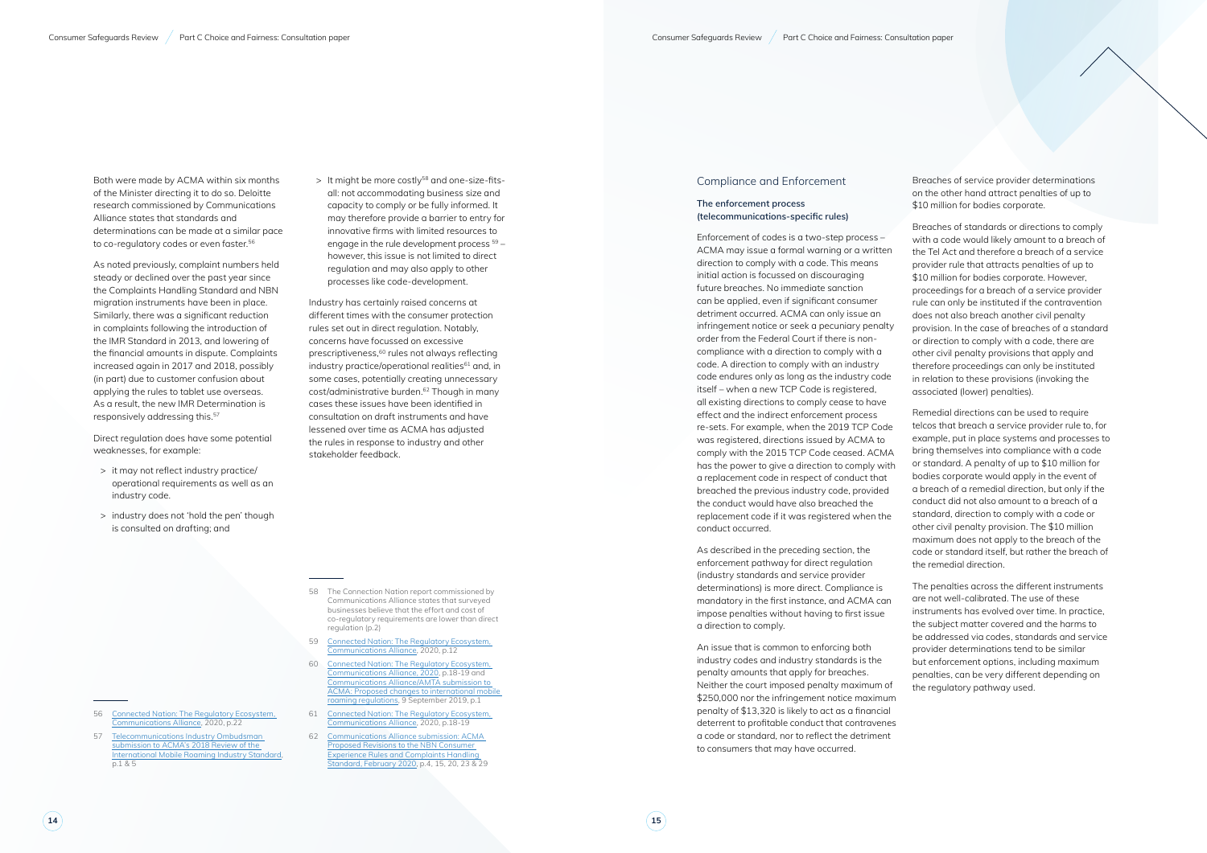Both were made by ACMA within six months of the Minister directing it to do so. Deloitte research commissioned by Communications Alliance states that standards and determinations can be made at a similar pace to co-regulatory codes or even faster.[56]

As noted previously, complaint numbers held steady or declined over the past year since the Complaints Handling Standard and NBN migration instruments have been in place. Similarly, there was a significant reduction in complaints following the introduction of the IMR Standard in 2013, and lowering of the financial amounts in dispute. Complaints increased again in 2017 and 2018, possibly (in part) due to customer confusion about applying the rules to tablet use overseas. As a result, the new IMR Determination is responsively addressing this.[57]

Direct regulation does have some potential weaknesses, for example:

> it may not reflect industry practice/ operational requirements as well as an industry code.

> industry does not 'hold the pen' though is consulted on drafting; and

> It might be more costly[58] and one-size-fits-all: not accommodating business size and capacity to comply or be fully informed. It may therefore provide a barrier to entry for innovative firms with limited resources to engage in the rule development process [59] – however, this issue is not limited to direct regulation and may also apply to other processes like code-development.

Industry has certainly raised concerns at different times with the consumer protection rules set out in direct regulation. Notably, concerns have focussed on excessive prescriptiveness,[60] rules not always reflecting industry practice/operational realities[61] and, in some cases, potentially creating unnecessary cost/administrative burden.[62] Though in many cases these issues have been identified in consultation on draft instruments and have lessened over time as ACMA has adjusted the rules in response to industry and other stakeholder feedback.

56 Connected Nation: The Regulatory Ecosystem, Communications Alliance, 2020, p.22

57 Telecommunications Industry Ombudsman submission to ACMA's 2018 Review of the International Mobile Roaming Industry Standard, p.1 & 5

58 The Connection Nation report commissioned by Communications Alliance states that surveyed businesses believe that the effort and cost of co-regulatory requirements are lower than direct regulation (p.2)

59 Connected Nation: The Regulatory Ecosystem, Communications Alliance, 2020, p.12

60 Connected Nation: The Regulatory Ecosystem, Communications Alliance, 2020, p.18-19 and Communications Alliance/AMTA submission to ACMA: Proposed changes to international mobile roaming regulations, 9 September 2019, p.1

61 Connected Nation: The Regulatory Ecosystem, Communications Alliance, 2020, p.18-19

62 Communications Alliance submission: ACMA Proposed Revisions to the NBN Consumer Experience Rules and Complaints Handling Standard, February 2020, p.4, 15, 20, 23 & 29

## Compliance and Enforcement

### The enforcement process (telecommunications-specific rules)

Enforcement of codes is a two-step process – ACMA may issue a formal warning or a written direction to comply with a code. This means initial action is focussed on discouraging future breaches. No immediate sanction can be applied, even if significant consumer detriment occurred. ACMA can only issue an infringement notice or seek a pecuniary penalty order from the Federal Court if there is non-compliance with a direction to comply with a code. A direction to comply with an industry code endures only as long as the industry code itself – when a new TCP Code is registered, all existing directions to comply cease to have effect and the indirect enforcement process re-sets. For example, when the 2019 TCP Code was registered, directions issued by ACMA to comply with the 2015 TCP Code ceased. ACMA has the power to give a direction to comply with a replacement code in respect of conduct that breached the previous industry code, provided the conduct would have also breached the replacement code if it was registered when the conduct occurred.

As described in the preceding section, the enforcement pathway for direct regulation (industry standards and service provider determinations) is more direct. Compliance is mandatory in the first instance, and ACMA can impose penalties without having to first issue a direction to comply.

An issue that is common to enforcing both industry codes and industry standards is the penalty amounts that apply for breaches. Neither the court imposed penalty maximum of $250,000 nor the infringement notice maximum penalty of $13,320 is likely to act as a financial deterrent to profitable conduct that contravenes a code or standard, nor to reflect the detriment to consumers that may have occurred.

Breaches of service provider determinations on the other hand attract penalties of up to $10 million for bodies corporate.

Breaches of standards or directions to comply with a code would likely amount to a breach of the Tel Act and therefore a breach of a service provider rule that attracts penalties of up to $10 million for bodies corporate. However, proceedings for a breach of a service provider rule can only be instituted if the contravention does not also breach another civil penalty provision. In the case of breaches of a standard or direction to comply with a code, there are other civil penalty provisions that apply and therefore proceedings can only be instituted in relation to these provisions (invoking the associated (lower) penalties).

Remedial directions can be used to require telcos that breach a service provider rule to, for example, put in place systems and processes to bring themselves into compliance with a code or standard. A penalty of up to $10 million for bodies corporate would apply in the event of a breach of a remedial direction, but only if the conduct did not also amount to a breach of a standard, direction to comply with a code or other civil penalty provision. The $10 million maximum does not apply to the breach of the code or standard itself, but rather the breach of the remedial direction.

The penalties across the different instruments are not well-calibrated. The use of these instruments has evolved over time. In practice, the subject matter covered and the harms to be addressed via codes, standards and service provider determinations tend to be similar but enforcement options, including maximum penalties, can be very different depending on the regulatory pathway used.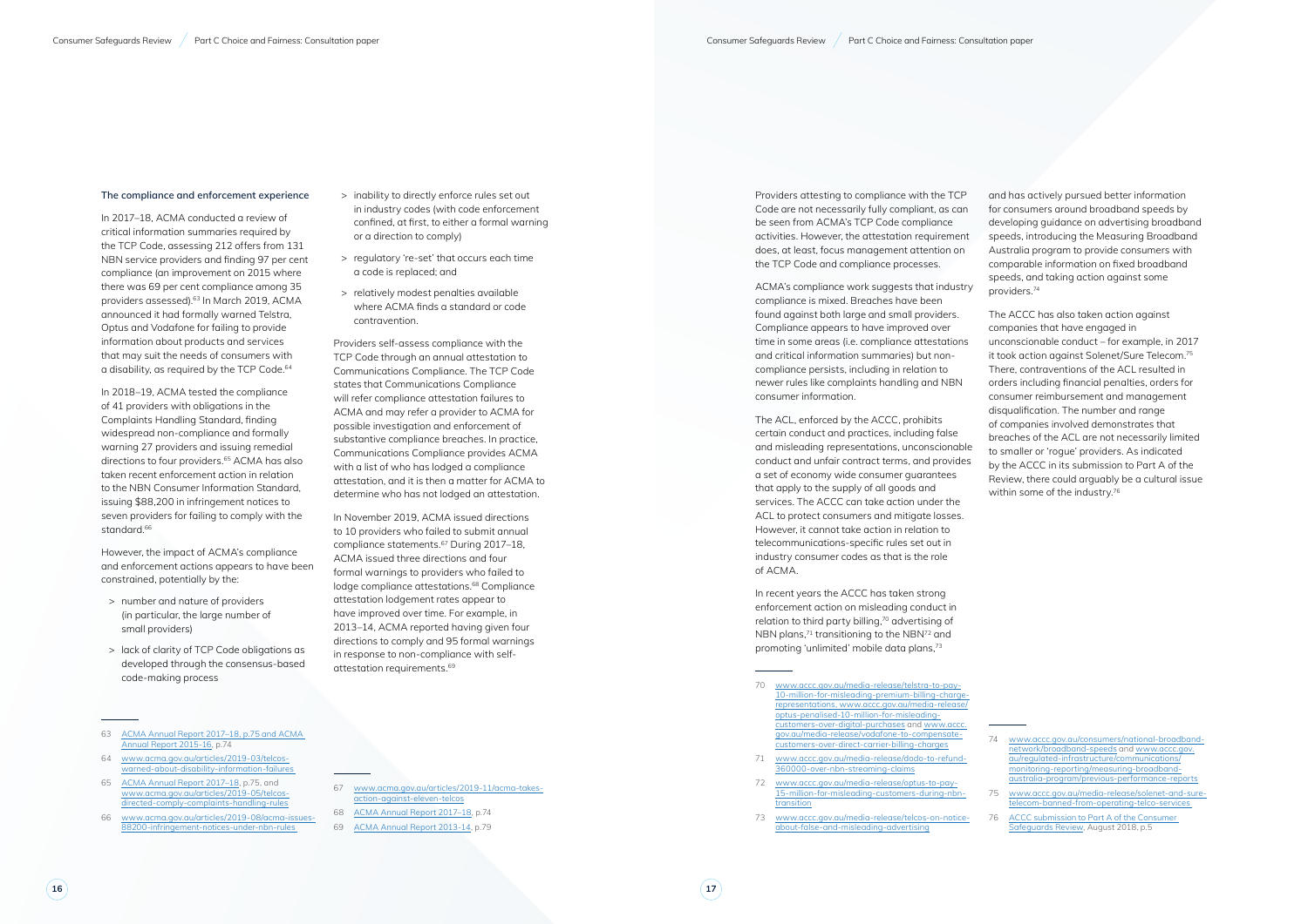### The compliance and enforcement experience

In 2017–18, ACMA conducted a review of critical information summaries required by the TCP Code, assessing 212 offers from 131 NBN service providers and finding 97 per cent compliance (an improvement on 2015 where there was 69 per cent compliance among 35 providers assessed).[63] In March 2019, ACMA announced it had formally warned Telstra, Optus and Vodafone for failing to provide information about products and services that may suit the needs of consumers with a disability, as required by the TCP Code.[64]

In 2018–19, ACMA tested the compliance of 41 providers with obligations in the Complaints Handling Standard, finding widespread non-compliance and formally warning 27 providers and issuing remedial directions to four providers.[65] ACMA has also taken recent enforcement action in relation to the NBN Consumer Information Standard, issuing $88,200 in infringement notices to seven providers for failing to comply with the standard.[66]

However, the impact of ACMA's compliance and enforcement actions appears to have been constrained, potentially by the:

- number and nature of providers (in particular, the large number of small providers)
- lack of clarity of TCP Code obligations as developed through the consensus-based code-making process
- inability to directly enforce rules set out in industry codes (with code enforcement confined, at first, to either a formal warning or a direction to comply)
- regulatory 're-set' that occurs each time a code is replaced; and
- relatively modest penalties available where ACMA finds a standard or code contravention.

Providers self-assess compliance with the TCP Code through an annual attestation to Communications Compliance. The TCP Code states that Communications Compliance will refer compliance attestation failures to ACMA and may refer a provider to ACMA for possible investigation and enforcement of substantive compliance breaches. In practice, Communications Compliance provides ACMA with a list of who has lodged a compliance attestation, and it is then a matter for ACMA to determine who has not lodged an attestation.

In November 2019, ACMA issued directions to 10 providers who failed to submit annual compliance statements.[67] During 2017–18, ACMA issued three directions and four formal warnings to providers who failed to lodge compliance attestations.[68] Compliance attestation lodgement rates appear to have improved over time. For example, in 2013–14, ACMA reported having given four directions to comply and 95 formal warnings in response to non-compliance with self-attestation requirements.[69]

Providers attesting to compliance with the TCP Code are not necessarily fully compliant, as can be seen from ACMA's TCP Code compliance activities. However, the attestation requirement does, at least, focus management attention on the TCP Code and compliance processes.

ACMA's compliance work suggests that industry compliance is mixed. Breaches have been found against both large and small providers. Compliance appears to have improved over time in some areas (i.e. compliance attestations and critical information summaries) but non-compliance persists, including in relation to newer rules like complaints handling and NBN consumer information.

The ACL, enforced by the ACCC, prohibits certain conduct and practices, including false and misleading representations, unconscionable conduct and unfair contract terms, and provides a set of economy wide consumer guarantees that apply to the supply of all goods and services. The ACCC can take action under the ACL to protect consumers and mitigate losses. However, it cannot take action in relation to telecommunications-specific rules set out in industry consumer codes as that is the role of ACMA.

In recent years the ACCC has taken strong enforcement action on misleading conduct in relation to third party billing,[70] advertising of NBN plans,[71] transitioning to the NBN[72] and promoting 'unlimited' mobile data plans,[73] and has actively pursued better information for consumers around broadband speeds by developing guidance on advertising broadband speeds, introducing the Measuring Broadband Australia program to provide consumers with comparable information on fixed broadband speeds, and taking action against some providers.[74]

The ACCC has also taken action against companies that have engaged in unconscionable conduct – for example, in 2017 it took action against Solenet/Sure Telecom.[75] There, contraventions of the ACL resulted in orders including financial penalties, orders for consumer reimbursement and management disqualification. The number and range of companies involved demonstrates that breaches of the ACL are not necessarily limited to smaller or 'rogue' providers. As indicated by the ACCC in its submission to Part A of the Review, there could arguably be a cultural issue within some of the industry.[76]

---

63 ACMA Annual Report 2017–18, p.75 and ACMA Annual Report 2015-16, p.74

64 www.acma.gov.au/articles/2019-03/telcos-warned-about-disability-information-failures

65 ACMA Annual Report 2017–18, p.75, and www.acma.gov.au/articles/2019-05/telcos-directed-comply-complaints-handling-rules

66 www.acma.gov.au/articles/2019-08/acma-issues-88200-infringement-notices-under-nbn-rules

67 www.acma.gov.au/articles/2019-11/acma-takes-action-against-eleven-telcos

68 ACMA Annual Report 2017–18, p.74

69 ACMA Annual Report 2013-14, p.79

70 www.accc.gov.au/media-release/telstra-to-pay-10-million-for-misleading-premium-billing-charge-representations, www.accc.gov.au/media-release/optus-penalised-10-million-for-misleading-customers-over-digital-purchases and www.accc.gov.au/media-release/vodafone-to-compensate-customers-over-direct-carrier-billing-charges

71 www.accc.gov.au/media-release/dodo-to-refund-360000-over-nbn-streaming-claims

72 www.accc.gov.au/media-release/optus-to-pay-15-million-for-misleading-customers-during-nbn-transition

73 www.accc.gov.au/media-release/telcos-on-notice-about-false-and-misleading-advertising

74 www.accc.gov.au/consumers/national-broadband-network/broadband-speeds and www.accc.gov.au/regulated-infrastructure/communications/monitoring-reporting/measuring-broadband-australia-program/previous-performance-reports

75 www.accc.gov.au/media-release/solenet-and-sure-telecom-banned-from-operating-telco-services

76 ACCC submission to Part A of the Consumer Safeguards Review, August 2018, p.5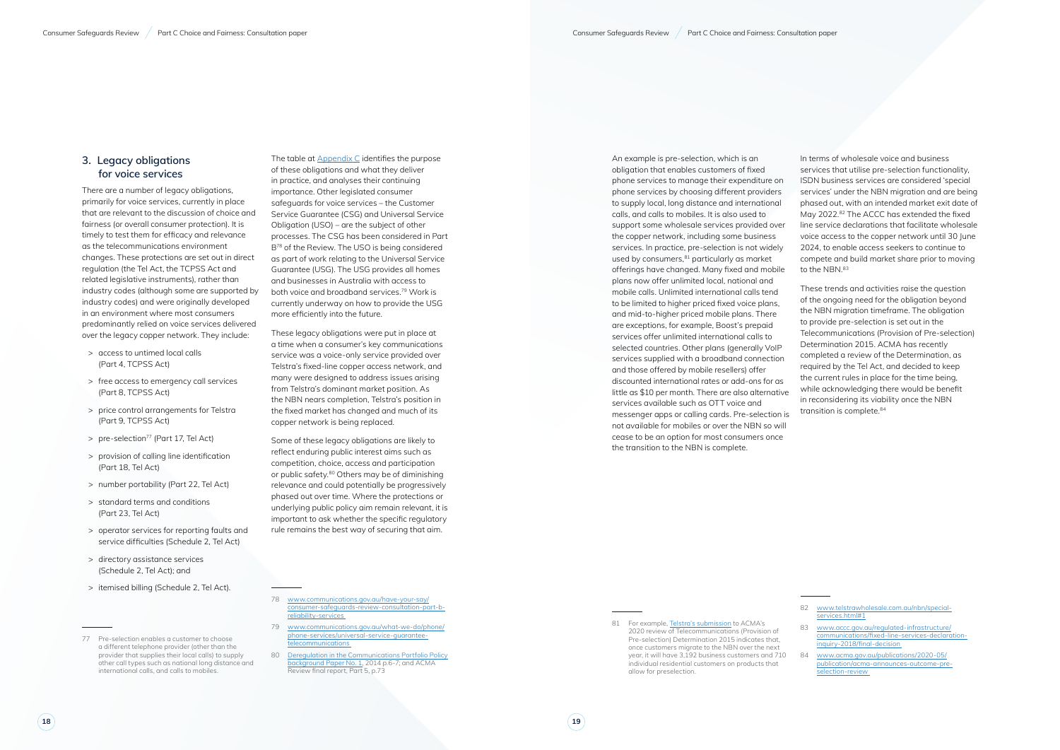## 3. Legacy obligations for voice services

There are a number of legacy obligations, primarily for voice services, currently in place that are relevant to the discussion of choice and fairness (or overall consumer protection). It is timely to test them for efficacy and relevance as the telecommunications environment changes. These protections are set out in direct regulation (the Tel Act, the TCPSS Act and related legislative instruments), rather than industry codes (although some are supported by industry codes) and were originally developed in an environment where most consumers predominantly relied on voice services delivered over the legacy copper network. They include:

- access to untimed local calls (Part 4, TCPSS Act)
- free access to emergency call services (Part 8, TCPSS Act)
- price control arrangements for Telstra (Part 9, TCPSS Act)
- pre-selection[77] (Part 17, Tel Act)
- provision of calling line identification (Part 18, Tel Act)
- number portability (Part 22, Tel Act)
- standard terms and conditions (Part 23, Tel Act)
- operator services for reporting faults and service difficulties (Schedule 2, Tel Act)
- directory assistance services (Schedule 2, Tel Act); and
- itemised billing (Schedule 2, Tel Act).

The table at Appendix C identifies the purpose of these obligations and what they deliver in practice, and analyses their continuing importance. Other legislated consumer safeguards for voice services – the Customer Service Guarantee (CSG) and Universal Service Obligation (USO) – are the subject of other processes. The CSG has been considered in Part B[78] of the Review. The USO is being considered as part of work relating to the Universal Service Guarantee (USG). The USG provides all homes and businesses in Australia with access to both voice and broadband services.[79] Work is currently underway on how to provide the USG more efficiently into the future.

These legacy obligations were put in place at a time when a consumer's key communications service was a voice-only service provided over Telstra's fixed-line copper access network, and many were designed to address issues arising from Telstra's dominant market position. As the NBN nears completion, Telstra's position in the fixed market has changed and much of its copper network is being replaced.

Some of these legacy obligations are likely to reflect enduring public interest aims such as competition, choice, access and participation or public safety.[80] Others may be of diminishing relevance and could potentially be progressively phased out over time. Where the protections or underlying public policy aim remain relevant, it is important to ask whether the specific regulatory rule remains the best way of securing that aim.

An example is pre-selection, which is an obligation that enables customers of fixed phone services to manage their expenditure on phone services by choosing different providers to supply local, long distance and international calls, and calls to mobiles. It is also used to support some wholesale services provided over the copper network, including some business services. In practice, pre-selection is not widely used by consumers,[81] particularly as market offerings have changed. Many fixed and mobile plans now offer unlimited local, national and mobile calls. Unlimited international calls tend to be limited to higher priced fixed voice plans, and mid-to-higher priced mobile plans. There are exceptions, for example, Boost's prepaid services offer unlimited international calls to selected countries. Other plans (generally VoIP services supplied with a broadband connection and those offered by mobile resellers) offer discounted international rates or add-ons for as little as $10 per month. There are also alternative services available such as OTT voice and messenger apps or calling cards. Pre-selection is not available for mobiles or over the NBN so will cease to be an option for most consumers once the transition to the NBN is complete.

In terms of wholesale voice and business services that utilise pre-selection functionality, ISDN business services are considered 'special services' under the NBN migration and are being phased out, with an intended market exit date of May 2022.[82] The ACCC has extended the fixed line service declarations that facilitate wholesale voice access to the copper network until 30 June 2024, to enable access seekers to continue to compete and build market share prior to moving to the NBN.[83]

These trends and activities raise the question of the ongoing need for the obligation beyond the NBN migration timeframe. The obligation to provide pre-selection is set out in the Telecommunications (Provision of Pre-selection) Determination 2015. ACMA has recently completed a review of the Determination, as required by the Tel Act, and decided to keep the current rules in place for the time being, while acknowledging there would be benefit in reconsidering its viability once the NBN transition is complete.[84]

---

77 Pre-selection enables a customer to choose a different telephone provider (other than the provider that supplies their local calls) to supply other call types such as national long distance and international calls, and calls to mobiles.

78 www.communications.gov.au/have-your-say/consumer-safeguards-review-consultation-part-b-reliability-services

79 www.communications.gov.au/what-we-do/phone/phone-services/universal-service-guarantee-telecommunications

80 Deregulation in the Communications Portfolio Policy background Paper No. 1, 2014 p.6-7; and ACMA Review final report, Part 5, p.73

81 For example, Telstra's submission to ACMA's 2020 review of Telecommunications (Provision of Pre-selection) Determination 2015 indicates that, once customers migrate to the NBN over the next year, it will have 3,192 business customers and 710 individual residential customers on products that allow for preselection.

82 www.telstrawholesale.com.au/nbn/special-services.html#1

83 www.accc.gov.au/regulated-infrastructure/communications/fixed-line-services-declaration-inquiry-2018/final-decision

84 www.acma.gov.au/publications/2020-05/publication/acma-announces-outcome-pre-selection-review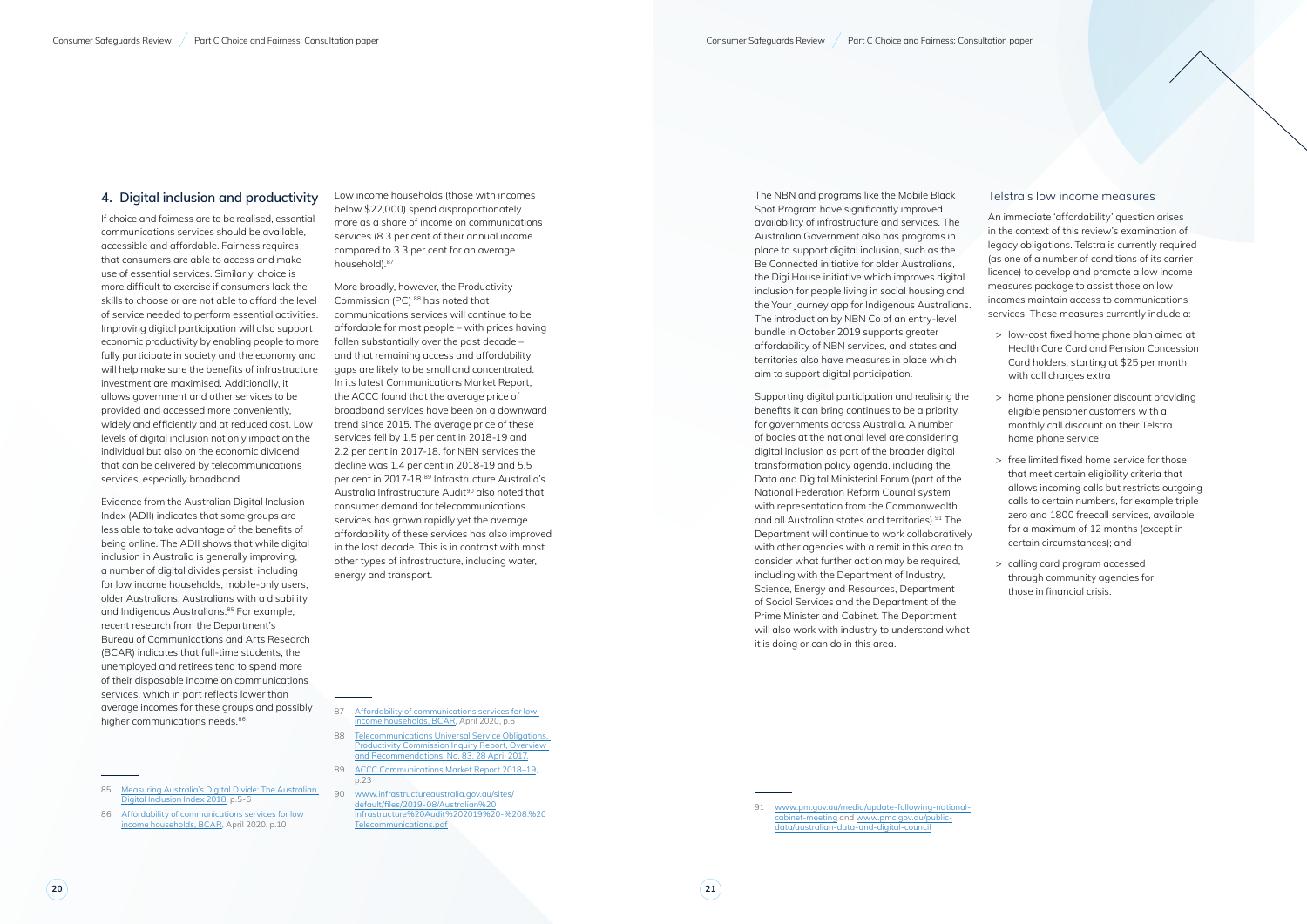## 4. Digital inclusion and productivity

If choice and fairness are to be realised, essential communications services should be available, accessible and affordable. Fairness requires that consumers are able to access and make use of essential services. Similarly, choice is more difficult to exercise if consumers lack the skills to choose or are not able to afford the level of service needed to perform essential activities. Improving digital participation will also support economic productivity by enabling people to more fully participate in society and the economy and will help make sure the benefits of infrastructure investment are maximised. Additionally, it allows government and other services to be provided and accessed more conveniently, widely and efficiently and at reduced cost. Low levels of digital inclusion not only impact on the individual but also on the economic dividend that can be delivered by telecommunications services, especially broadband.

Evidence from the Australian Digital Inclusion Index (ADII) indicates that some groups are less able to take advantage of the benefits of being online. The ADII shows that while digital inclusion in Australia is generally improving, a number of digital divides persist, including for low income households, mobile-only users, older Australians, Australians with a disability and Indigenous Australians.[85] For example, recent research from the Department's Bureau of Communications and Arts Research (BCAR) indicates that full-time students, the unemployed and retirees tend to spend more of their disposable income on communications services, which in part reflects lower than average incomes for these groups and possibly higher communications needs.[86]

Low income households (those with incomes below $22,000) spend disproportionately more as a share of income on communications services (8.3 per cent of their annual income compared to 3.3 per cent for an average household).[87]

More broadly, however, the Productivity Commission (PC)[88] has noted that communications services will continue to be affordable for most people – with prices having fallen substantially over the past decade – and that remaining access and affordability gaps are likely to be small and concentrated. In its latest Communications Market Report, the ACCC found that the average price of broadband services have been on a downward trend since 2015. The average price of these services fell by 1.5 per cent in 2018-19 and 2.2 per cent in 2017-18, for NBN services the decline was 1.4 per cent in 2018-19 and 5.5 per cent in 2017-18.[89] Infrastructure Australia's Australia Infrastructure Audit[90] also noted that consumer demand for telecommunications services has grown rapidly yet the average affordability of these services has also improved in the last decade. This is in contrast with most other types of infrastructure, including water, energy and transport.

The NBN and programs like the Mobile Black Spot Program have significantly improved availability of infrastructure and services. The Australian Government also has programs in place to support digital inclusion, such as the Be Connected initiative for older Australians, the Digi House initiative which improves digital inclusion for people living in social housing and the Your Journey app for Indigenous Australians. The introduction by NBN Co of an entry-level bundle in October 2019 supports greater affordability of NBN services, and states and territories also have measures in place which aim to support digital participation.

Supporting digital participation and realising the benefits it can bring continues to be a priority for governments across Australia. A number of bodies at the national level are considering digital inclusion as part of the broader digital transformation policy agenda, including the Data and Digital Ministerial Forum (part of the National Federation Reform Council system with representation from the Commonwealth and all Australian states and territories).[91] The Department will continue to work collaboratively with other agencies with a remit in this area to consider what further action may be required, including with the Department of Industry, Science, Energy and Resources, Department of Social Services and the Department of the Prime Minister and Cabinet. The Department will also work with industry to understand what it is doing or can do in this area.

### Telstra's low income measures

An immediate 'affordability' question arises in the context of this review's examination of legacy obligations. Telstra is currently required (as one of a number of conditions of its carrier licence) to develop and promote a low income measures package to assist those on low incomes maintain access to communications services. These measures currently include a:

- low-cost fixed home phone plan aimed at Health Care Card and Pension Concession Card holders, starting at $25 per month with call charges extra
- home phone pensioner discount providing eligible pensioner customers with a monthly call discount on their Telstra home phone service
- free limited fixed home service for those that meet certain eligibility criteria that allows incoming calls but restricts outgoing calls to certain numbers, for example triple zero and 1800 freecall services, available for a maximum of 12 months (except in certain circumstances); and
- calling card program accessed through community agencies for those in financial crisis.

---

85 Measuring Australia's Digital Divide: The Australian Digital Inclusion Index 2018, p.5–6

86 Affordability of communications services for low income households, BCAR, April 2020, p.10

87 Affordability of communications services for low income households, BCAR, April 2020, p.6

88 Telecommunications Universal Service Obligations, Productivity Commission Inquiry Report, Overview and Recommendations, No. 83, 28 April 2017.

89 ACCC Communications Market Report 2018–19, p.23

90 www.infrastructureaustralia.gov.au/sites/default/files/2019-08/Australian%20Infrastructure%20Audit%202019%20-%208.%20Telecommunications.pdf

91 www.pm.gov.au/media/update-following-national-cabinet-meeting and www.pmc.gov.au/public-data/australian-data-and-digital-council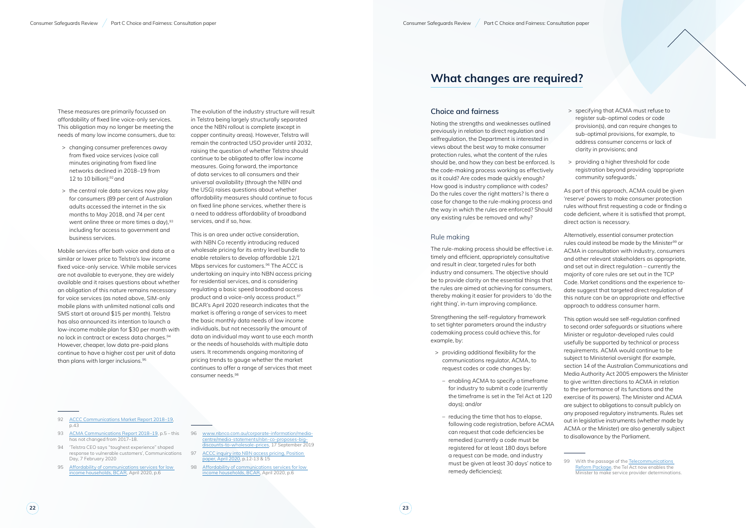These measures are primarily focussed on affordability of fixed line voice-only services. This obligation may no longer be meeting the needs of many low income consumers, due to:

- changing consumer preferences away from fixed voice services (voice call minutes originating from fixed line networks declined in 2018–19 from 12 to 10 billion);[92] and
- the central role data services now play for consumers (89 per cent of Australian adults accessed the internet in the six months to May 2018, and 74 per cent went online three or more times a day),[93] including for access to government and business services.

Mobile services offer both voice and data at a similar or lower price to Telstra's low income fixed voice-only service. While mobile services are not available to everyone, they are widely available and it raises questions about whether an obligation of this nature remains necessary for voice services (as noted above, SIM-only mobile plans with unlimited national calls and SMS start at around $15 per month). Telstra has also announced its intention to launch a low-income mobile plan for $30 per month with no lock in contract or excess data charges.[94] However, cheaper, low data pre-paid plans continue to have a higher cost per unit of data than plans with larger inclusions.[95]

The evolution of the industry structure will result in Telstra being largely structurally separated once the NBN rollout is complete (except in copper continuity areas). However, Telstra will remain the contracted USO provider until 2032, raising the question of whether Telstra should continue to be obligated to offer low income measures. Going forward, the importance of data services to all consumers and their universal availability (through the NBN and the USG) raises questions about whether affordability measures should continue to focus on fixed line phone services, whether there is a need to address affordability of broadband services, and if so, how.

This is an area under active consideration, with NBN Co recently introducing reduced wholesale pricing for its entry level bundle to enable retailers to develop affordable 12/1 Mbps services for customers.[96] The ACCC is undertaking an inquiry into NBN access pricing for residential services, and is considering regulating a basic speed broadband access product and a voice-only access product.[97] BCAR's April 2020 research indicates that the market is offering a range of services to meet the basic monthly data needs of low income individuals, but not necessarily the amount of data an individual may want to use each month or the needs of households with multiple data users. It recommends ongoing monitoring of pricing trends to gauge whether the market continues to offer a range of services that meet consumer needs.[98]

92 ACCC Communications Market Report 2018–19, p.43

93 ACMA Communications Report 2018–19, p.5 – this has not changed from 2017–18.

94 'Telstra CEO says "toughest experience" shaped response to vulnerable customers', Communications Day, 7 February 2020

95 Affordability of communications services for low income households, BCAR, April 2020, p.6

96 www.nbnco.com.au/corporate-information/media-centre/media-statements/nbn-co-proposes-big-discounts-to-wholesale-prices, 17 September 2019

97 ACCC inquiry into NBN access pricing, Position paper, April 2020, p.12-13 & 15

98 Affordability of communications services for low income households, BCAR, April 2020, p.6

# What changes are required?

## Choice and fairness

Noting the strengths and weaknesses outlined previously in relation to direct regulation and selfregulation, the Department is interested in views about the best way to make consumer protection rules, what the content of the rules should be, and how they can best be enforced. Is the code-making process working as effectively as it could? Are codes made quickly enough? How good is industry compliance with codes? Do the rules cover the right matters? Is there a case for change to the rule-making process and the way in which the rules are enforced? Should any existing rules be removed and why?

### Rule making

The rule-making process should be effective i.e. timely and efficient, appropriately consultative and result in clear, targeted rules for both industry and consumers. The objective should be to provide clarity on the essential things that the rules are aimed at achieving for consumers, thereby making it easier for providers to 'do the right thing', in-turn improving compliance.

Strengthening the self-regulatory framework to set tighter parameters around the industry codemaking process could achieve this, for example, by:

- providing additional flexibility for the communications regulator, ACMA, to request codes or code changes by:
  - enabling ACMA to specify a timeframe for industry to submit a code (currently the timeframe is set in the Tel Act at 120 days); and/or
  - reducing the time that has to elapse, following code registration, before ACMA can request that code deficiencies be remedied (currently a code must be registered for at least 180 days before a request can be made, and industry must be given at least 30 days' notice to remedy deficiencies);
- specifying that ACMA must refuse to register sub-optimal codes or code provision(s), and can require changes to sub-optimal provisions, for example, to address consumer concerns or lack of clarity in provisions; and
- providing a higher threshold for code registration beyond providing 'appropriate community safeguards.'

As part of this approach, ACMA could be given 'reserve' powers to make consumer protection rules without first requesting a code or finding a code deficient, where it is satisfied that prompt, direct action is necessary.

Alternatively, essential consumer protection rules could instead be made by the Minister[99] or ACMA in consultation with industry, consumers and other relevant stakeholders as appropriate, and set out in direct regulation – currently the majority of core rules are set out in the TCP Code. Market conditions and the experience to-date suggest that targeted direct regulation of this nature can be an appropriate and effective approach to address consumer harm.

This option would see self-regulation confined to second order safeguards or situations where Minister or regulator-developed rules could usefully be supported by technical or process requirements. ACMA would continue to be subject to Ministerial oversight (for example, section 14 of the Australian Communications and Media Authority Act 2005 empowers the Minister to give written directions to ACMA in relation to the performance of its functions and the exercise of its powers). The Minister and ACMA are subject to obligations to consult publicly on any proposed regulatory instruments. Rules set out in legislative instruments (whether made by ACMA or the Minister) are also generally subject to disallowance by the Parliament.

99 With the passage of the Telecommunications Reform Package, the Tel Act now enables the Minister to make service provider determinations.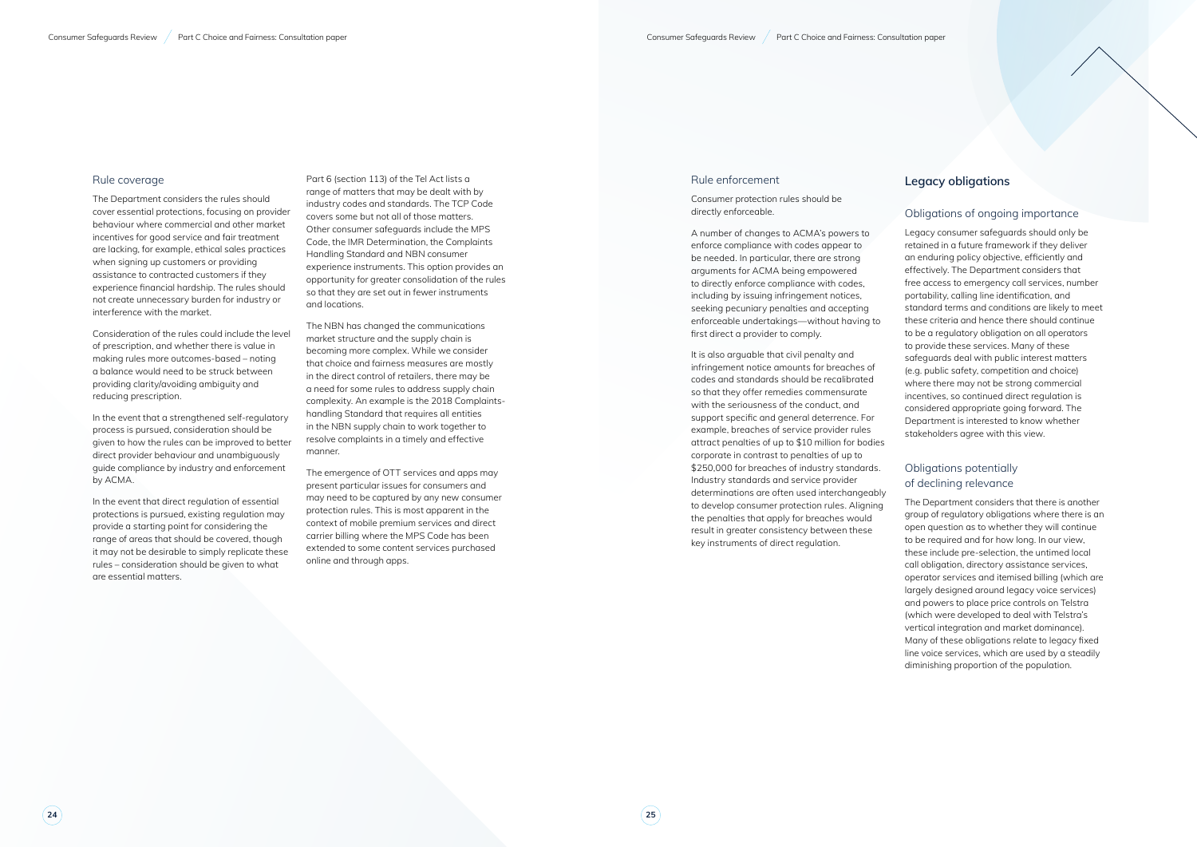### Rule coverage

The Department considers the rules should cover essential protections, focusing on provider behaviour where commercial and other market incentives for good service and fair treatment are lacking, for example, ethical sales practices when signing up customers or providing assistance to contracted customers if they experience financial hardship. The rules should not create unnecessary burden for industry or interference with the market.

Consideration of the rules could include the level of prescription, and whether there is value in making rules more outcomes-based – noting a balance would need to be struck between providing clarity/avoiding ambiguity and reducing prescription.

In the event that a strengthened self-regulatory process is pursued, consideration should be given to how the rules can be improved to better direct provider behaviour and unambiguously guide compliance by industry and enforcement by ACMA.

In the event that direct regulation of essential protections is pursued, existing regulation may provide a starting point for considering the range of areas that should be covered, though it may not be desirable to simply replicate these rules – consideration should be given to what are essential matters.

Part 6 (section 113) of the Tel Act lists a range of matters that may be dealt with by industry codes and standards. The TCP Code covers some but not all of those matters. Other consumer safeguards include the MPS Code, the IMR Determination, the Complaints Handling Standard and NBN consumer experience instruments. This option provides an opportunity for greater consolidation of the rules so that they are set out in fewer instruments and locations.

The NBN has changed the communications market structure and the supply chain is becoming more complex. While we consider that choice and fairness measures are mostly in the direct control of retailers, there may be a need for some rules to address supply chain complexity. An example is the 2018 Complaints-handling Standard that requires all entities in the NBN supply chain to work together to resolve complaints in a timely and effective manner.

The emergence of OTT services and apps may present particular issues for consumers and may need to be captured by any new consumer protection rules. This is most apparent in the context of mobile premium services and direct carrier billing where the MPS Code has been extended to some content services purchased online and through apps.

### Rule enforcement

Consumer protection rules should be directly enforceable.

A number of changes to ACMA's powers to enforce compliance with codes appear to be needed. In particular, there are strong arguments for ACMA being empowered to directly enforce compliance with codes, including by issuing infringement notices, seeking pecuniary penalties and accepting enforceable undertakings—without having to first direct a provider to comply.

It is also arguable that civil penalty and infringement notice amounts for breaches of codes and standards should be recalibrated so that they offer remedies commensurate with the seriousness of the conduct, and support specific and general deterrence. For example, breaches of service provider rules attract penalties of up to $10 million for bodies corporate in contrast to penalties of up to $250,000 for breaches of industry standards. Industry standards and service provider determinations are often used interchangeably to develop consumer protection rules. Aligning the penalties that apply for breaches would result in greater consistency between these key instruments of direct regulation.

## Legacy obligations

### Obligations of ongoing importance

Legacy consumer safeguards should only be retained in a future framework if they deliver an enduring policy objective, efficiently and effectively. The Department considers that free access to emergency call services, number portability, calling line identification, and standard terms and conditions are likely to meet these criteria and hence there should continue to be a regulatory obligation on all operators to provide these services. Many of these safeguards deal with public interest matters (e.g. public safety, competition and choice) where there may not be strong commercial incentives, so continued direct regulation is considered appropriate going forward. The Department is interested to know whether stakeholders agree with this view.

### Obligations potentially of declining relevance

The Department considers that there is another group of regulatory obligations where there is an open question as to whether they will continue to be required and for how long. In our view, these include pre-selection, the untimed local call obligation, directory assistance services, operator services and itemised billing (which are largely designed around legacy voice services) and powers to place price controls on Telstra (which were developed to deal with Telstra's vertical integration and market dominance). Many of these obligations relate to legacy fixed line voice services, which are used by a steadily diminishing proportion of the population.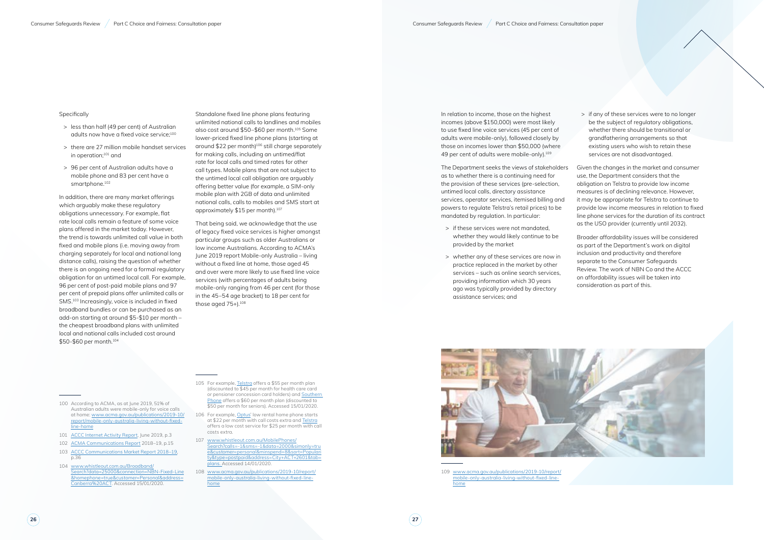Specifically

- less than half (49 per cent) of Australian adults now have a fixed voice service;[100]
- there are 27 million mobile handset services in operation;[101] and
- 96 per cent of Australian adults have a mobile phone and 83 per cent have a smartphone.[102]

In addition, there are many market offerings which arguably make these regulatory obligations unnecessary. For example, flat rate local calls remain a feature of some voice plans offered in the market today. However, the trend is towards unlimited call value in both fixed and mobile plans (i.e. moving away from charging separately for local and national long distance calls), raising the question of whether there is an ongoing need for a formal regulatory obligation for an untimed local call. For example, 96 per cent of post-paid mobile plans and 97 per cent of prepaid plans offer unlimited calls or SMS.[103] Increasingly, voice is included in fixed broadband bundles or can be purchased as an add-on starting at around $5-$10 per month – the cheapest broadband plans with unlimited local and national calls included cost around $50-$60 per month.[104]

Standalone fixed line phone plans featuring unlimited national calls to landlines and mobiles also cost around $50–$60 per month.[105] Some lower-priced fixed line phone plans (starting at around $22 per month)[106] still charge separately for making calls, including an untimed/flat rate for local calls and timed rates for other call types. Mobile plans that are not subject to the untimed local call obligation are arguably offering better value (for example, a SIM-only mobile plan with 2GB of data and unlimited national calls, calls to mobiles and SMS start at approximately $15 per month).[107]

That being said, we acknowledge that the use of legacy fixed voice services is higher amongst particular groups such as older Australians or low income Australians. According to ACMA's June 2019 report Mobile-only Australia – living without a fixed line at home, those aged 45 and over were more likely to use fixed line voice services (with percentages of adults being mobile-only ranging from 46 per cent (for those in the 45–54 age bracket) to 18 per cent for those aged 75+).[108]

In relation to income, those on the highest incomes (above $150,000) were most likely to use fixed line voice services (45 per cent of adults were mobile-only), followed closely by those on incomes lower than $50,000 (where 49 per cent of adults were mobile-only).[109]

The Department seeks the views of stakeholders as to whether there is a continuing need for the provision of these services (pre-selection, untimed local calls, directory assistance services, operator services, itemised billing and powers to regulate Telstra's retail prices) to be mandated by regulation. In particular:

- if these services were not mandated, whether they would likely continue to be provided by the market
- whether any of these services are now in practice replaced in the market by other services – such as online search services, providing information which 30 years ago was typically provided by directory assistance services; and
- if any of these services were to no longer be the subject of regulatory obligations, whether there should be transitional or grandfathering arrangements so that existing users who wish to retain these services are not disadvantaged.

Given the changes in the market and consumer use, the Department considers that the obligation on Telstra to provide low income measures is of declining relevance. However, it may be appropriate for Telstra to continue to provide low income measures in relation to fixed line phone services for the duration of its contract as the USO provider (currently until 2032).

Broader affordability issues will be considered as part of the Department's work on digital inclusion and productivity and therefore separate to the Consumer Safeguards Review. The work of NBN Co and the ACCC on affordability issues will be taken into consideration as part of this.

---

100 According to ACMA, as at June 2019, 51% of Australian adults were mobile-only for voice calls at home: www.acma.gov.au/publications/2019-10/report/mobile-only-australia-living-without-fixed-line-home

101 ACCC Internet Activity Report, June 2019, p.3

102 ACMA Communications Report 2018–19, p.15

103 ACCC Communications Market Report 2018–19, p.36

104 www.whistleout.com.au/Broadband/Search?data=25000&connection=NBN-Fixed-Line&homephone=true&customer=Personal&address=Canberra%20ACT. Accessed 15/01/2020.

105 For example, Telstra offers a $55 per month plan (discounted to $45 per month for health care card or pensioner concession card holders) and Southern Phone offers a $60 per month plan (discounted to $50 per month for seniors). Accessed 15/01/2020.

106 For example, Optus' low rental home phone starts at $22 per month with call costs extra and Telstra offers a low cost service for $25 per month with call costs extra.

107 www.whistleout.com.au/MobilePhones/Search?calls=-1&sms=-1&data=2000&simonly=true&customer=personal&minspend=8&sort=Popularity&type=postpaid&address=City+ACT+2601&tab=plans. Accessed 14/01/2020.

108 www.acma.gov.au/publications/2019-10/report/mobile-only-australia-living-without-fixed-line-home

109 www.acma.gov.au/publications/2019-10/report/mobile-only-australia-living-without-fixed-line-home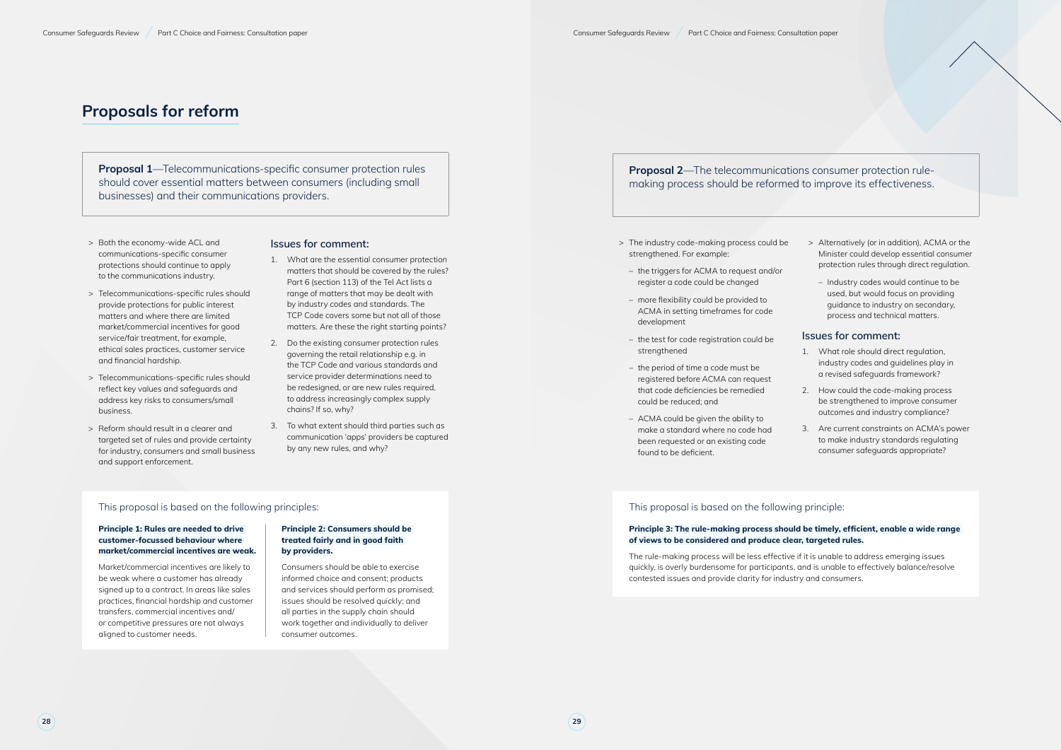## Proposals for reform

**Proposal 1**—Telecommunications-specific consumer protection rules should cover essential matters between consumers (including small businesses) and their communications providers.

- Both the economy-wide ACL and communications-specific consumer protections should continue to apply to the communications industry.
- Telecommunications-specific rules should provide protections for public interest matters and where there are limited market/commercial incentives for good service/fair treatment, for example, ethical sales practices, customer service and financial hardship.
- Telecommunications-specific rules should reflect key values and safeguards and address key risks to consumers/small business.
- Reform should result in a clearer and targeted set of rules and provide certainty for industry, consumers and small business and support enforcement.

### Issues for comment:

1. What are the essential consumer protection matters that should be covered by the rules? Part 6 (section 113) of the Tel Act lists a range of matters that may be dealt with by industry codes and standards. The TCP Code covers some but not all of those matters. Are these the right starting points?
2. Do the existing consumer protection rules governing the retail relationship e.g. in the TCP Code and various standards and service provider determinations need to be redesigned, or are new rules required, to address increasingly complex supply chains? If so, why?
3. To what extent should third parties such as communication 'apps' providers be captured by any new rules, and why?

This proposal is based on the following principles:

**Principle 1: Rules are needed to drive customer-focussed behaviour where market/commercial incentives are weak.**

Market/commercial incentives are likely to be weak where a customer has already signed up to a contract. In areas like sales practices, financial hardship and customer transfers, commercial incentives and/or competitive pressures are not always aligned to customer needs.

**Principle 2: Consumers should be treated fairly and in good faith by providers.**

Consumers should be able to exercise informed choice and consent; products and services should perform as promised; issues should be resolved quickly; and all parties in the supply chain should work together and individually to deliver consumer outcomes.

**Proposal 2**—The telecommunications consumer protection rule-making process should be reformed to improve its effectiveness.

- The industry code-making process could be strengthened. For example:
  - the triggers for ACMA to request and/or register a code could be changed
  - more flexibility could be provided to ACMA in setting timeframes for code development
  - the test for code registration could be strengthened
  - the period of time a code must be registered before ACMA can request that code deficiencies be remedied could be reduced; and
  - ACMA could be given the ability to make a standard where no code had been requested or an existing code found to be deficient.
- Alternatively (or in addition), ACMA or the Minister could develop essential consumer protection rules through direct regulation.
  - Industry codes would continue to be used, but would focus on providing guidance to industry on secondary, process and technical matters.

### Issues for comment:

1. What role should direct regulation, industry codes and guidelines play in a revised safeguards framework?
2. How could the code-making process be strengthened to improve consumer outcomes and industry compliance?
3. Are current constraints on ACMA's power to make industry standards regulating consumer safeguards appropriate?

This proposal is based on the following principle:

**Principle 3: The rule-making process should be timely, efficient, enable a wide range of views to be considered and produce clear, targeted rules.**

The rule-making process will be less effective if it is unable to address emerging issues quickly, is overly burdensome for participants, and is unable to effectively balance/resolve contested issues and provide clarity for industry and consumers.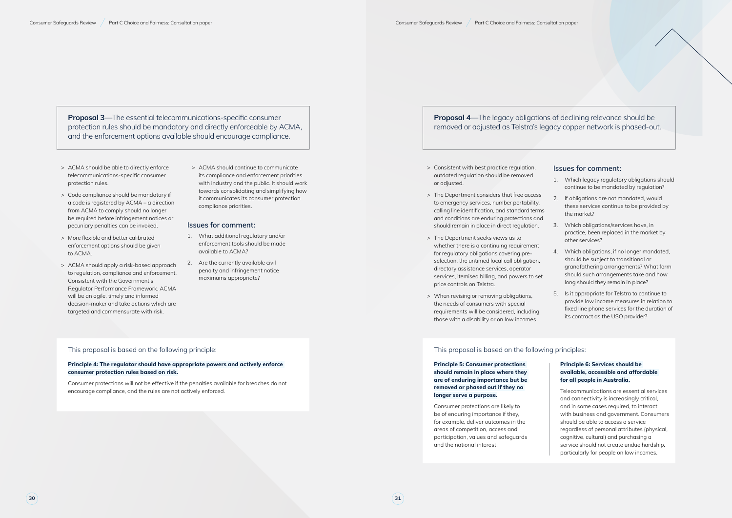**Proposal 3**—The essential telecommunications-specific consumer protection rules should be mandatory and directly enforceable by ACMA, and the enforcement options available should encourage compliance.

- ACMA should be able to directly enforce telecommunications-specific consumer protection rules.
- Code compliance should be mandatory if a code is registered by ACMA – a direction from ACMA to comply should no longer be required before infringement notices or pecuniary penalties can be invoked.
- More flexible and better calibrated enforcement options should be given to ACMA.
- ACMA should apply a risk-based approach to regulation, compliance and enforcement. Consistent with the Government's Regulator Performance Framework, ACMA will be an agile, timely and informed decision-maker and take actions which are targeted and commensurate with risk.
- ACMA should continue to communicate its compliance and enforcement priorities with industry and the public. It should work towards consolidating and simplifying how it communicates its consumer protection compliance priorities.

### Issues for comment:

1. What additional regulatory and/or enforcement tools should be made available to ACMA?
2. Are the currently available civil penalty and infringement notice maximums appropriate?

This proposal is based on the following principle:

**Principle 4: The regulator should have appropriate powers and actively enforce consumer protection rules based on risk.**

Consumer protections will not be effective if the penalties available for breaches do not encourage compliance, and the rules are not actively enforced.

**Proposal 4**—The legacy obligations of declining relevance should be removed or adjusted as Telstra's legacy copper network is phased-out.

- Consistent with best practice regulation, outdated regulation should be removed or adjusted.
- The Department considers that free access to emergency services, number portability, calling line identification, and standard terms and conditions are enduring protections and should remain in place in direct regulation.
- The Department seeks views as to whether there is a continuing requirement for regulatory obligations covering pre-selection, the untimed local call obligation, directory assistance services, operator services, itemised billing, and powers to set price controls on Telstra.
- When revising or removing obligations, the needs of consumers with special requirements will be considered, including those with a disability or on low incomes.

### Issues for comment:

1. Which legacy regulatory obligations should continue to be mandated by regulation?
2. If obligations are not mandated, would these services continue to be provided by the market?
3. Which obligations/services have, in practice, been replaced in the market by other services?
4. Which obligations, if no longer mandated, should be subject to transitional or grandfathering arrangements? What form should such arrangements take and how long should they remain in place?
5. Is it appropriate for Telstra to continue to provide low income measures in relation to fixed line phone services for the duration of its contract as the USO provider?

This proposal is based on the following principles:

**Principle 5: Consumer protections should remain in place where they are of enduring importance but be removed or phased out if they no longer serve a purpose.**

Consumer protections are likely to be of enduring importance if they, for example, deliver outcomes in the areas of competition, access and participation, values and safeguards and the national interest.

**Principle 6: Services should be available, accessible and affordable for all people in Australia.**

Telecommunications are essential services and connectivity is increasingly critical, and in some cases required, to interact with business and government. Consumers should be able to access a service regardless of personal attributes (physical, cognitive, cultural) and purchasing a service should not create undue hardship, particularly for people on low incomes.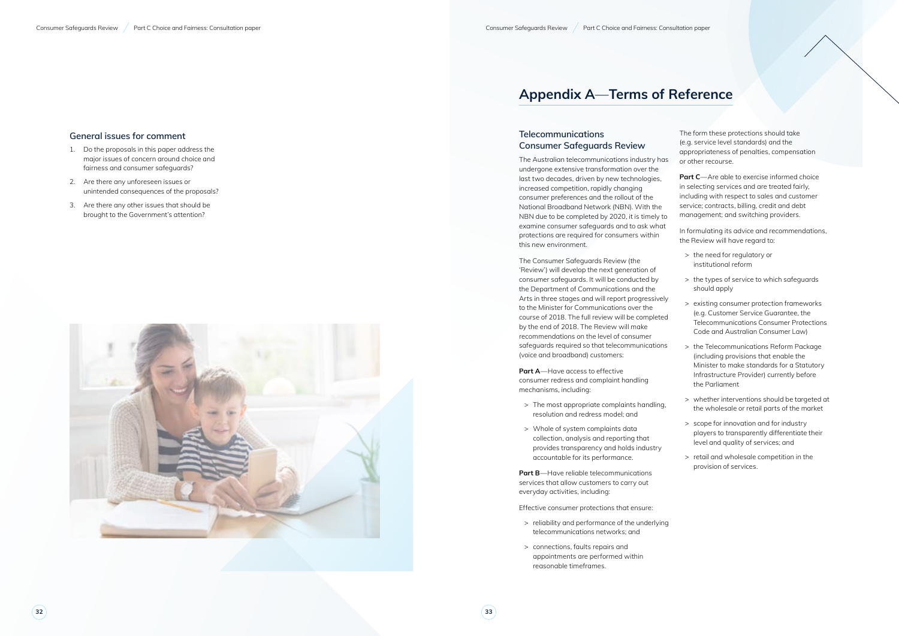## General issues for comment

1. Do the proposals in this paper address the major issues of concern around choice and fairness and consumer safeguards?
2. Are there any unforeseen issues or unintended consequences of the proposals?
3. Are there any other issues that should be brought to the Government's attention?

# Appendix A—Terms of Reference

## Telecommunications Consumer Safeguards Review

The Australian telecommunications industry has undergone extensive transformation over the last two decades, driven by new technologies, increased competition, rapidly changing consumer preferences and the rollout of the National Broadband Network (NBN). With the NBN due to be completed by 2020, it is timely to examine consumer safeguards and to ask what protections are required for consumers within this new environment.

The Consumer Safeguards Review (the 'Review') will develop the next generation of consumer safeguards. It will be conducted by the Department of Communications and the Arts in three stages and will report progressively to the Minister for Communications over the course of 2018. The full review will be completed by the end of 2018. The Review will make recommendations on the level of consumer safeguards required so that telecommunications (voice and broadband) customers:

**Part A**—Have access to effective consumer redress and complaint handling mechanisms, including:

> The most appropriate complaints handling, resolution and redress model; and
> Whole of system complaints data collection, analysis and reporting that provides transparency and holds industry accountable for its performance.

**Part B**—Have reliable telecommunications services that allow customers to carry out everyday activities, including:

Effective consumer protections that ensure:

> reliability and performance of the underlying telecommunications networks; and
> connections, faults repairs and appointments are performed within reasonable timeframes.

The form these protections should take (e.g. service level standards) and the appropriateness of penalties, compensation or other recourse.

**Part C**—Are able to exercise informed choice in selecting services and are treated fairly, including with respect to sales and customer service; contracts, billing, credit and debt management; and switching providers.

In formulating its advice and recommendations, the Review will have regard to:

> the need for regulatory or institutional reform
> the types of service to which safeguards should apply
> existing consumer protection frameworks (e.g. Customer Service Guarantee, the Telecommunications Consumer Protections Code and Australian Consumer Law)
> the Telecommunications Reform Package (including provisions that enable the Minister to make standards for a Statutory Infrastructure Provider) currently before the Parliament
> whether interventions should be targeted at the wholesale or retail parts of the market
> scope for innovation and for industry players to transparently differentiate their level and quality of services; and
> retail and wholesale competition in the provision of services.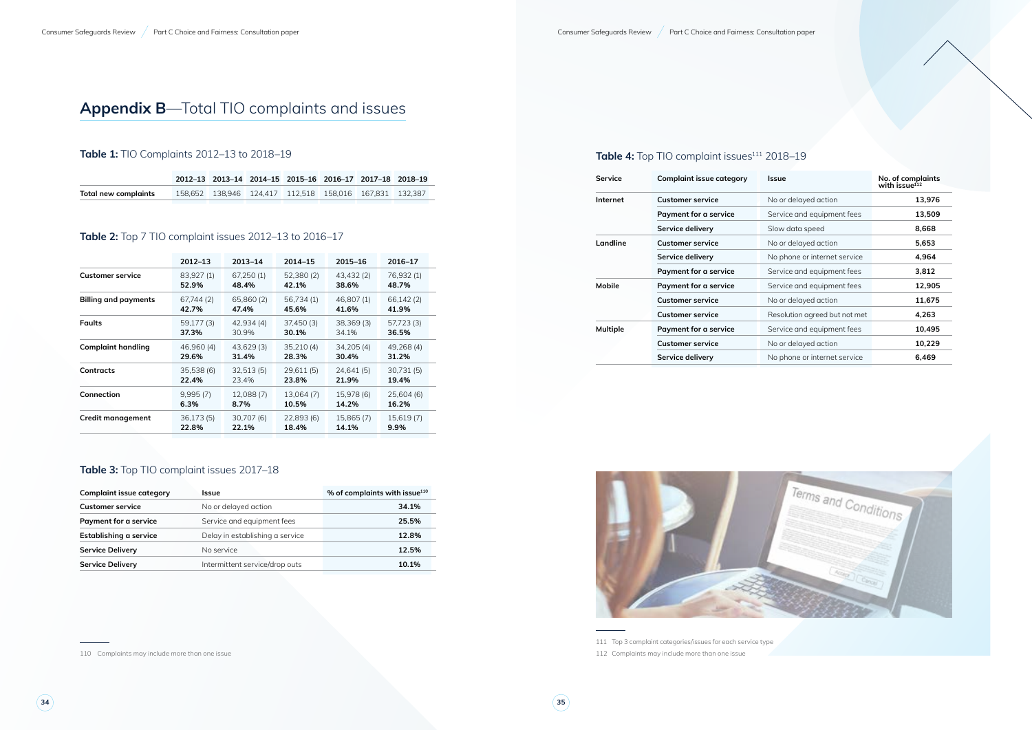# **Appendix B**—Total TIO complaints and issues

### **Table 1:** TIO Complaints 2012–13 to 2018–19

| | 2012–13 | 2013–14 | 2014–15 | 2015–16 | 2016–17 | 2017–18 | 2018–19 |
|---|---|---|---|---|---|---|---|
| **Total new complaints** | 158,652 | 138,946 | 124,417 | 112,518 | 158,016 | 167,831 | 132,387 |

### **Table 2:** Top 7 TIO complaint issues 2012–13 to 2016–17

| | 2012–13 | 2013–14 | 2014–15 | 2015–16 | 2016–17 |
|---|---|---|---|---|---|
| **Customer service** | 83,927 (1) **52.9%** | 67,250 (1) **48.4%** | 52,380 (2) **42.1%** | 43,432 (2) **38.6%** | 76,932 (1) **48.7%** |
| **Billing and payments** | 67,744 (2) **42.7%** | 65,860 (2) **47.4%** | 56,734 (1) **45.6%** | 46,807 (1) **41.6%** | 66,142 (2) **41.9%** |
| **Faults** | 59,177 (3) **37.3%** | 42,934 (4) 30.9% | 37,450 (3) **30.1%** | 38,369 (3) 34.1% | 57,723 (3) **36.5%** |
| **Complaint handling** | 46,960 (4) **29.6%** | 43,629 (3) **31.4%** | 35,210 (4) **28.3%** | 34,205 (4) **30.4%** | 49,268 (4) **31.2%** |
| **Contracts** | 35,538 (6) **22.4%** | 32,513 (5) 23.4% | 29,611 (5) **23.8%** | 24,641 (5) **21.9%** | 30,731 (5) **19.4%** |
| **Connection** | 9,995 (7) **6.3%** | 12,088 (7) **8.7%** | 13,064 (7) **10.5%** | 15,978 (6) **14.2%** | 25,604 (6) **16.2%** |
| **Credit management** | 36,173 (5) **22.8%** | 30,707 (6) **22.1%** | 22,893 (6) **18.4%** | 15,865 (7) **14.1%** | 15,619 (7) **9.9%** |

### **Table 3:** Top TIO complaint issues 2017–18

| Complaint issue category | Issue | % of complaints with issue[110] |
|---|---|---|
| **Customer service** | No or delayed action | **34.1%** |
| **Payment for a service** | Service and equipment fees | **25.5%** |
| **Establishing a service** | Delay in establishing a service | **12.8%** |
| **Service Delivery** | No service | **12.5%** |
| **Service Delivery** | Intermittent service/drop outs | **10.1%** |

110 Complaints may include more than one issue

### **Table 4:** Top TIO complaint issues[111] 2018–19

| Service | Complaint issue category | Issue | No. of complaints with issue[112] |
|---|---|---|---|
| **Internet** | **Customer service** | No or delayed action | **13,976** |
| | **Payment for a service** | Service and equipment fees | **13,509** |
| | **Service delivery** | Slow data speed | **8,668** |
| **Landline** | **Customer service** | No or delayed action | **5,653** |
| | **Service delivery** | No phone or internet service | **4,964** |
| | **Payment for a service** | Service and equipment fees | **3,812** |
| **Mobile** | **Payment for a service** | Service and equipment fees | **12,905** |
| | **Customer service** | No or delayed action | **11,675** |
| | **Customer service** | Resolution agreed but not met | **4,263** |
| **Multiple** | **Payment for a service** | Service and equipment fees | **10,495** |
| | **Customer service** | No or delayed action | **10,229** |
| | **Service delivery** | No phone or internet service | **6,469** |

111 Top 3 complaint categories/issues for each service type

112 Complaints may include more than one issue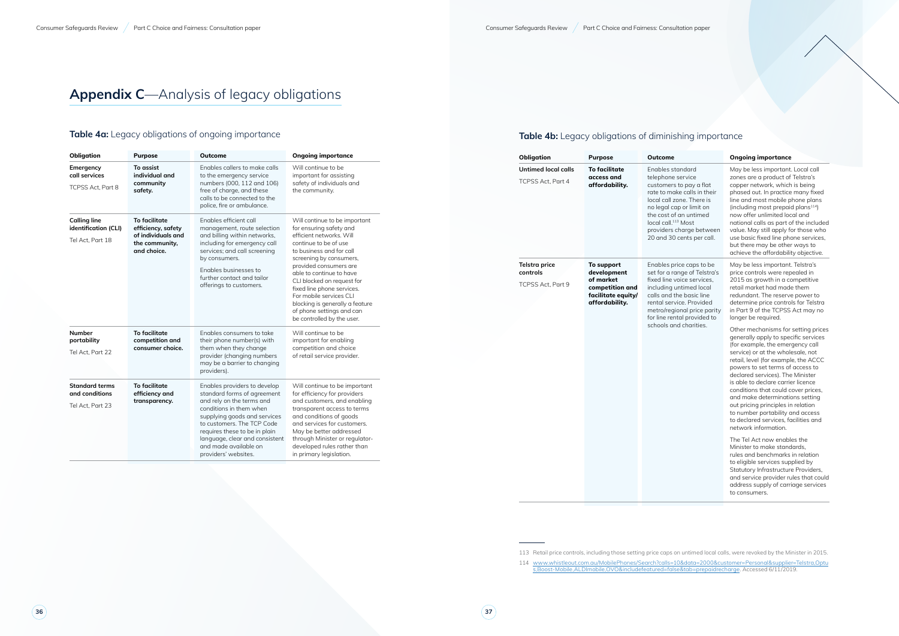# **Appendix C**—Analysis of legacy obligations

## **Table 4a:** Legacy obligations of ongoing importance

| Obligation | Purpose | Outcome | Ongoing importance |
|---|---|---|---|
| **Emergency call services**<br>TCPSS Act, Part 8 | **To assist individual and community safety.** | Enables callers to make calls to the emergency service numbers (000, 112 and 106) free of charge, and these calls to be connected to the police, fire or ambulance. | Will continue to be important for assisting safety of individuals and the community. |
| **Calling line identification (CLI)**<br>Tel Act, Part 18 | **To facilitate efficiency, safety of individuals and the community, and choice.** | Enables efficient call management, route selection and billing within networks, including for emergency call services; and call screening by consumers.<br>Enables businesses to further contact and tailor offerings to customers. | Will continue to be important for ensuring safety and efficient networks. Will continue to be of use to business and for call screening by consumers, provided consumers are able to continue to have CLI blocked on request for fixed line phone services. For mobile services CLI blocking is generally a feature of phone settings and can be controlled by the user. |
| **Number portability**<br>Tel Act, Part 22 | **To facilitate competition and consumer choice.** | Enables consumers to take their phone number(s) with them when they change provider (changing numbers may be a barrier to changing providers). | Will continue to be important for enabling competition and choice of retail service provider. |
| **Standard terms and conditions**<br>Tel Act, Part 23 | **To facilitate efficiency and transparency.** | Enables providers to develop standard forms of agreement and rely on the terms and conditions in them when supplying goods and services to customers. The TCP Code requires these to be in plain language, clear and consistent and made available on providers' websites. | Will continue to be important for efficiency for providers and customers, and enabling transparent access to terms and conditions of goods and services for customers. May be better addressed through Minister or regulator-developed rules rather than in primary legislation. |

## **Table 4b:** Legacy obligations of diminishing importance

| Obligation | Purpose | Outcome | Ongoing importance |
|---|---|---|---|
| **Untimed local calls**<br>TCPSS Act, Part 4 | **To facilitate access and affordability.** | Enables standard telephone service customers to pay a flat rate to make calls in their local call zone. There is no legal cap or limit on the cost of an untimed local call.[113] Most providers charge between 20 and 30 cents per call. | May be less important. Local call zones are a product of Telstra's copper network, which is being phased out. In practice many fixed line and most mobile phone plans (including most prepaid plans[114]) now offer unlimited local and national calls as part of the included value. May still apply for those who use basic fixed line phone services, but there may be other ways to achieve the affordability objective. |
| **Telstra price controls**<br>TCPSS Act, Part 9 | **To support development of market competition and facilitate equity/ affordability.** | Enables price caps to be set for a range of Telstra's fixed line voice services, including untimed local calls and the basic line rental service. Provided metro/regional price parity for line rental provided to schools and charities. | May be less important. Telstra's price controls were repealed in 2015 as growth in a competitive retail market had made them redundant. The reserve power to determine price controls for Telstra in Part 9 of the TCPSS Act may no longer be required.<br>Other mechanisms for setting prices generally apply to specific services (for example, the emergency call service) or at the wholesale, not retail, level (for example, the ACCC powers to set terms of access to declared services). The Minister is able to declare carrier licence conditions that could cover prices, and make determinations setting out pricing principles in relation to number portability and access to declared services, facilities and network information.<br>The Tel Act now enables the Minister to make standards, rules and benchmarks in relation to eligible services supplied by Statutory Infrastructure Providers, and service provider rules that could address supply of carriage services to consumers. |

113 Retail price controls, including those setting price caps on untimed local calls, were revoked by the Minister in 2015.

114 www.whistleout.com.au/MobilePhones/Search?calls=10&data=2000&customer=Personal&supplier=Telstra,Optus,Boost-Mobile,ALDImobile,OVO&includefeatured=false&tab=prepaidrecharge. Accessed 6/11/2019.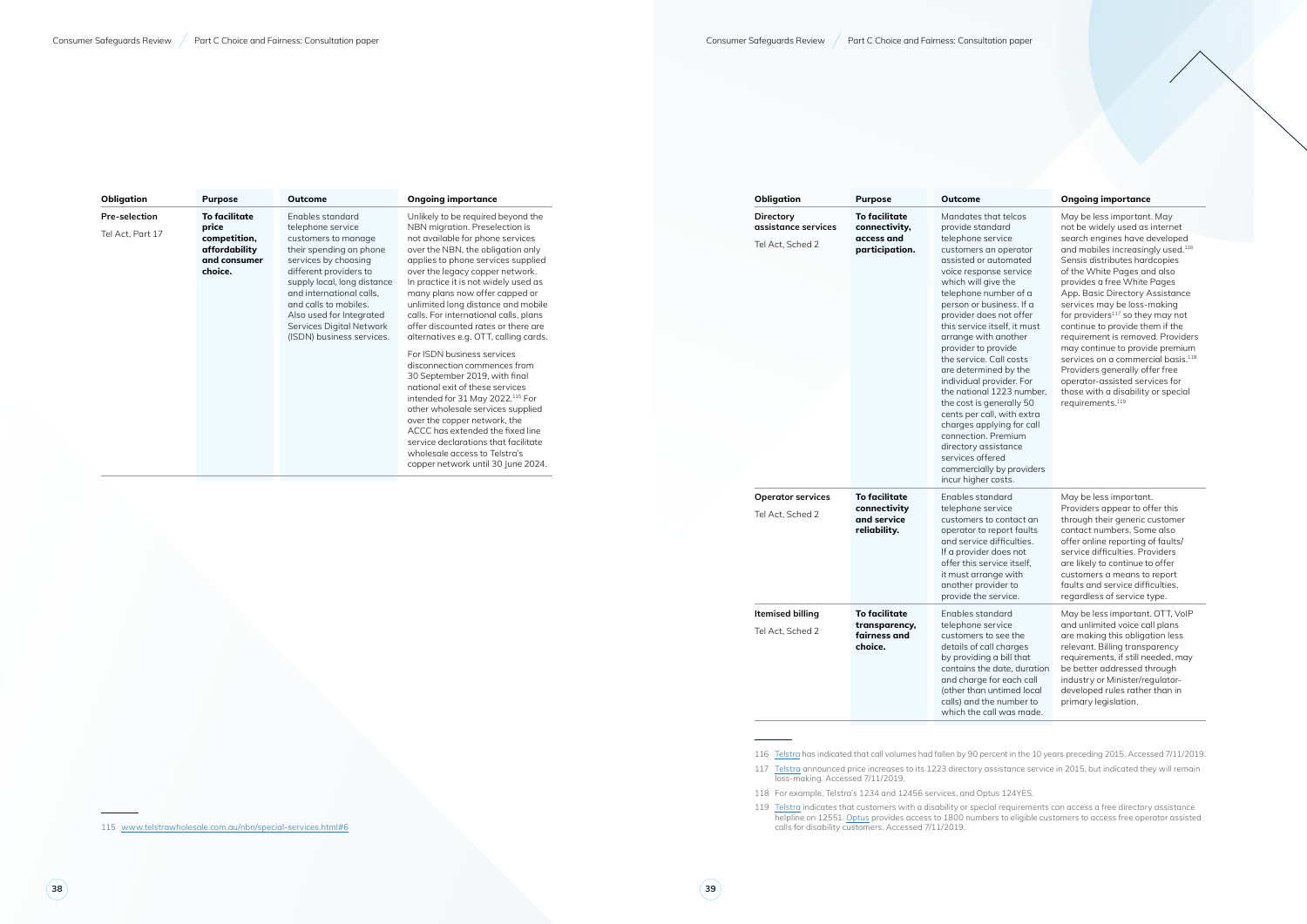| Obligation | Purpose | Outcome | Ongoing importance |
|---|---|---|---|
| **Pre-selection**<br><br>Tel Act, Part 17 | **To facilitate price competition, affordability and consumer choice.** | Enables standard telephone service customers to manage their spending on phone services by choosing different providers to supply local, long distance and international calls, and calls to mobiles. Also used for Integrated Services Digital Network (ISDN) business services. | Unlikely to be required beyond the NBN migration. Preselection is not available for phone services over the NBN, the obligation only applies to phone services supplied over the legacy copper network. In practice it is not widely used as many plans now offer capped or unlimited long distance and mobile calls. For international calls, plans offer discounted rates or there are alternatives e.g. OTT, calling cards.<br><br>For ISDN business services disconnection commences from 30 September 2019, with final national exit of these services intended for 31 May 2022.[115] For other wholesale services supplied over the copper network, the ACCC has extended the fixed line service declarations that facilitate wholesale access to Telstra's copper network until 30 June 2024. |

115 www.telstrawholesale.com.au/nbn/special-services.html#6

| Obligation | Purpose | Outcome | Ongoing importance |
|---|---|---|---|
| **Directory assistance services**<br><br>Tel Act, Sched 2 | **To facilitate connectivity, access and participation.** | Mandates that telcos provide standard telephone service customers an operator assisted or automated voice response service which will give the telephone number of a person or business. If a provider does not offer this service itself, it must arrange with another provider to provide the service. Call costs are determined by the individual provider. For the national 1223 number, the cost is generally 50 cents per call, with extra charges applying for call connection. Premium directory assistance services offered commercially by providers incur higher costs. | May be less important. May not be widely used as internet search engines have developed and mobiles increasingly used.[116] Sensis distributes hardcopies of the White Pages and also provides a free White Pages App. Basic Directory Assistance services may be loss-making for providers[117] so they may not continue to provide them if the requirement is removed. Providers may continue to provide premium services on a commercial basis.[118] Providers generally offer free operator-assisted services for those with a disability or special requirements.[119] |
| **Operator services**<br><br>Tel Act, Sched 2 | **To facilitate connectivity and service reliability.** | Enables standard telephone service customers to contact an operator to report faults and service difficulties. If a provider does not offer this service itself, it must arrange with another provider to provide the service. | May be less important. Providers appear to offer this through their generic customer contact numbers. Some also offer online reporting of faults/service difficulties. Providers are likely to continue to offer customers a means to report faults and service difficulties, regardless of service type. |
| **Itemised billing**<br><br>Tel Act, Sched 2 | **To facilitate transparency, fairness and choice.** | Enables standard telephone service customers to see the details of call charges by providing a bill that contains the date, duration and charge for each call (other than untimed local calls) and the number to which the call was made. | May be less important. OTT, VoIP and unlimited voice call plans are making this obligation less relevant. Billing transparency requirements, if still needed, may be better addressed through industry or Minister/regulator-developed rules rather than in primary legislation. |

116 Telstra has indicated that call volumes had fallen by 90 percent in the 10 years preceding 2015. Accessed 7/11/2019.

117 Telstra announced price increases to its 1223 directory assistance service in 2015, but indicated they will remain loss-making. Accessed 7/11/2019.

118 For example, Telstra's 1234 and 12456 services, and Optus 124YES.

119 Telstra indicates that customers with a disability or special requirements can access a free directory assistance helpline on 12551. Optus provides access to 1800 numbers to eligible customers to access free operator assisted calls for disability customers. Accessed 7/11/2019.